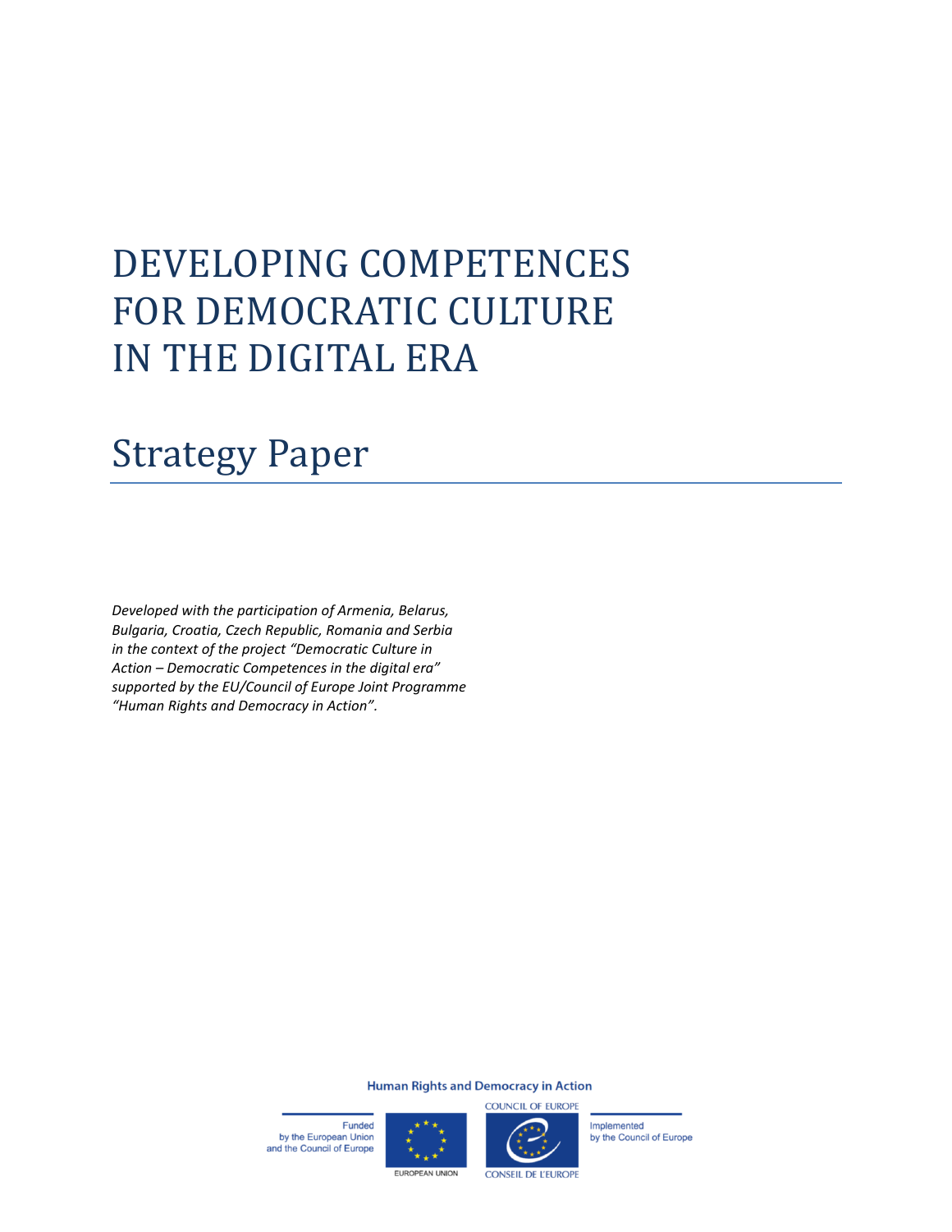# DEVELOPING COMPETENCES FOR DEMOCRATIC CULTURE IN THE DIGITAL ERA

## Strategy Paper

*Developed with the participation of Armenia, Belarus, Bulgaria, Croatia, Czech Republic, Romania and Serbia in the context of the project "Democratic Culture in Action – Democratic Competences in the digital era" supported by the EU/Council of Europe Joint Programme "Human Rights and Democracy in Action".*

Human Rights and Democracy in Action

Funded by the European Union and the Council of Europe

EUROPEAN UNION

COUNCIL OF EUROPE

CONSEIL DE L'EUROPE

Implemented by the Council of Europe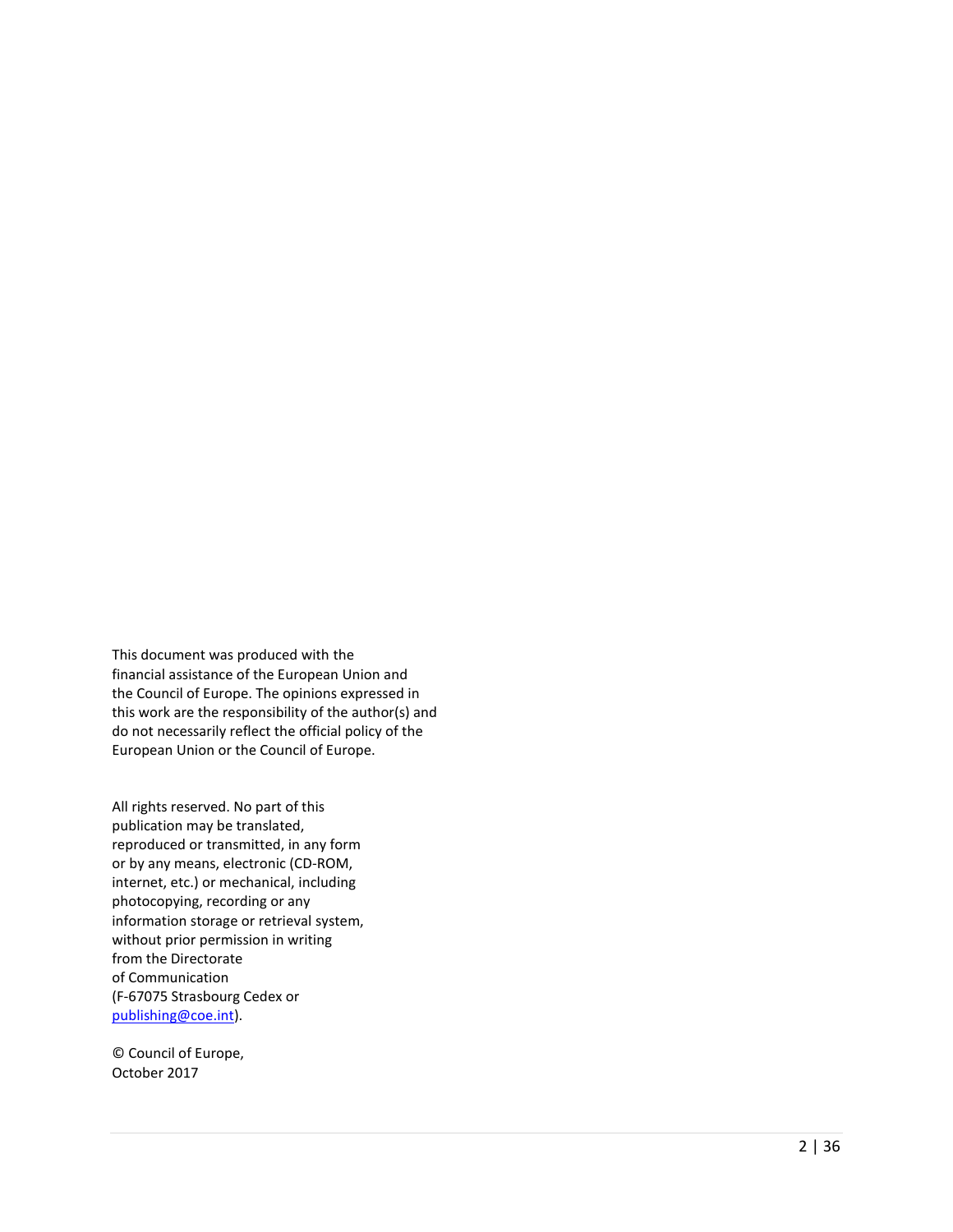This document was produced with the financial assistance of the European Union and the Council of Europe. The opinions expressed in this work are the responsibility of the author(s) and do not necessarily reflect the official policy of the European Union or the Council of Europe.

All rights reserved. No part of this publication may be translated, reproduced or transmitted, in any form or by any means, electronic (CD-ROM, internet, etc.) or mechanical, including photocopying, recording or any information storage or retrieval system, without prior permission in writing from the Directorate of Communication (F-67075 Strasbourg Cedex or publishing@coe.int).

© Council of Europe, October 2017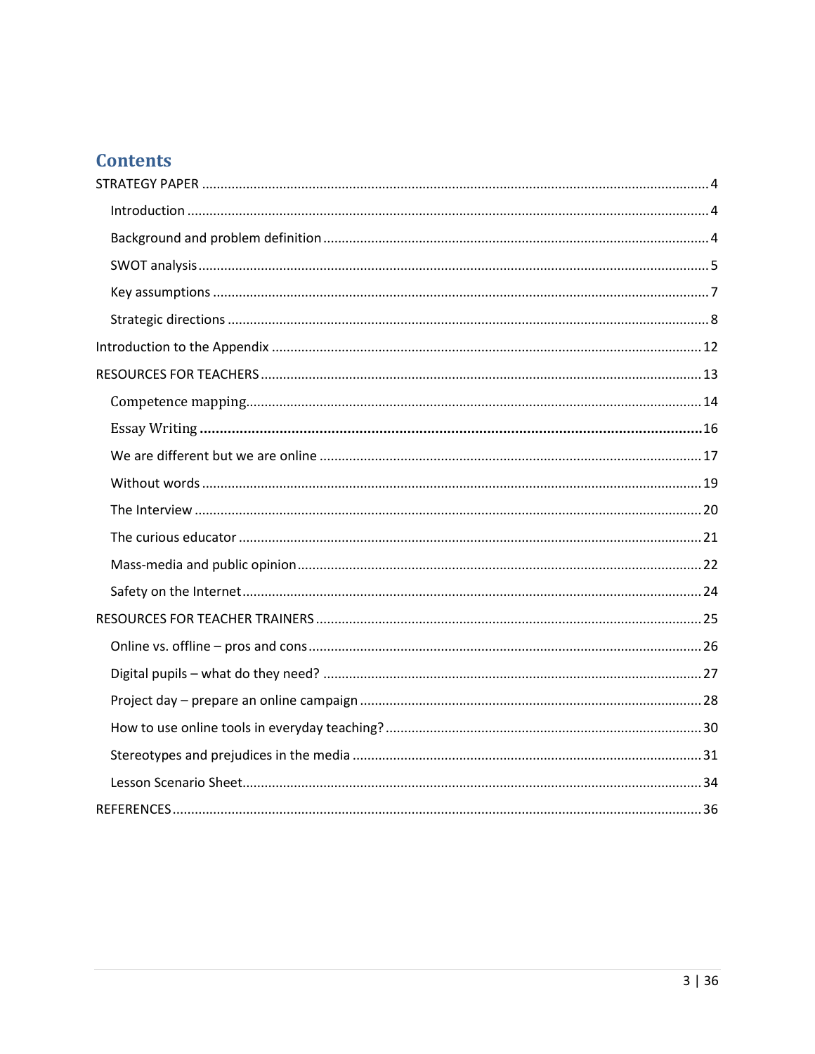# Contents

- STRATEGY PAPER ........ 4
  - Introduction ........ 4
  - Background and problem definition ........ 4
  - SWOT analysis ........ 5
  - Key assumptions ........ 7
  - Strategic directions ........ 8
- Introduction to the Appendix ........ 12
- RESOURCES FOR TEACHERS ........ 13
  - Competence mapping ........ 14
  - Essay Writing ........ 16
  - We are different but we are online ........ 17
  - Without words ........ 19
  - The Interview ........ 20
  - The curious educator ........ 21
  - Mass-media and public opinion ........ 22
  - Safety on the Internet ........ 24
- RESOURCES FOR TEACHER TRAINERS ........ 25
  - Online vs. offline – pros and cons ........ 26
  - Digital pupils – what do they need? ........ 27
  - Project day – prepare an online campaign ........ 28
  - How to use online tools in everyday teaching? ........ 30
  - Stereotypes and prejudices in the media ........ 31
  - Lesson Scenario Sheet ........ 34
- REFERENCES ........ 36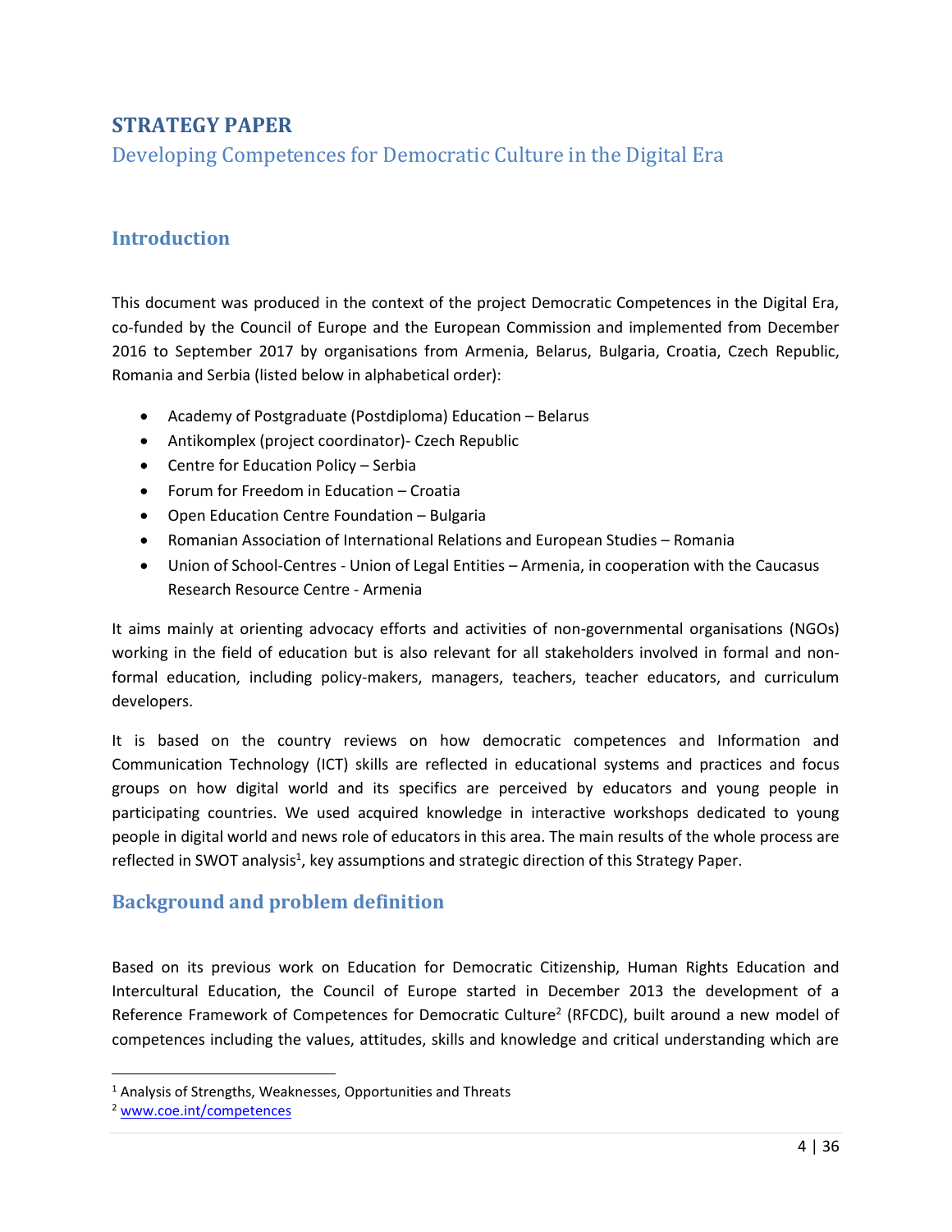# STRATEGY PAPER

## Developing Competences for Democratic Culture in the Digital Era

## Introduction

This document was produced in the context of the project Democratic Competences in the Digital Era, co-funded by the Council of Europe and the European Commission and implemented from December 2016 to September 2017 by organisations from Armenia, Belarus, Bulgaria, Croatia, Czech Republic, Romania and Serbia (listed below in alphabetical order):

- Academy of Postgraduate (Postdiploma) Education – Belarus
- Antikomplex (project coordinator)- Czech Republic
- Centre for Education Policy – Serbia
- Forum for Freedom in Education – Croatia
- Open Education Centre Foundation – Bulgaria
- Romanian Association of International Relations and European Studies – Romania
- Union of School-Centres - Union of Legal Entities – Armenia, in cooperation with the Caucasus Research Resource Centre - Armenia

It aims mainly at orienting advocacy efforts and activities of non-governmental organisations (NGOs) working in the field of education but is also relevant for all stakeholders involved in formal and non-formal education, including policy-makers, managers, teachers, teacher educators, and curriculum developers.

It is based on the country reviews on how democratic competences and Information and Communication Technology (ICT) skills are reflected in educational systems and practices and focus groups on how digital world and its specifics are perceived by educators and young people in participating countries. We used acquired knowledge in interactive workshops dedicated to young people in digital world and news role of educators in this area. The main results of the whole process are reflected in SWOT analysis[1], key assumptions and strategic direction of this Strategy Paper.

## Background and problem definition

Based on its previous work on Education for Democratic Citizenship, Human Rights Education and Intercultural Education, the Council of Europe started in December 2013 the development of a Reference Framework of Competences for Democratic Culture[2] (RFCDC), built around a new model of competences including the values, attitudes, skills and knowledge and critical understanding which are

[1] Analysis of Strengths, Weaknesses, Opportunities and Threats

[2] www.coe.int/competences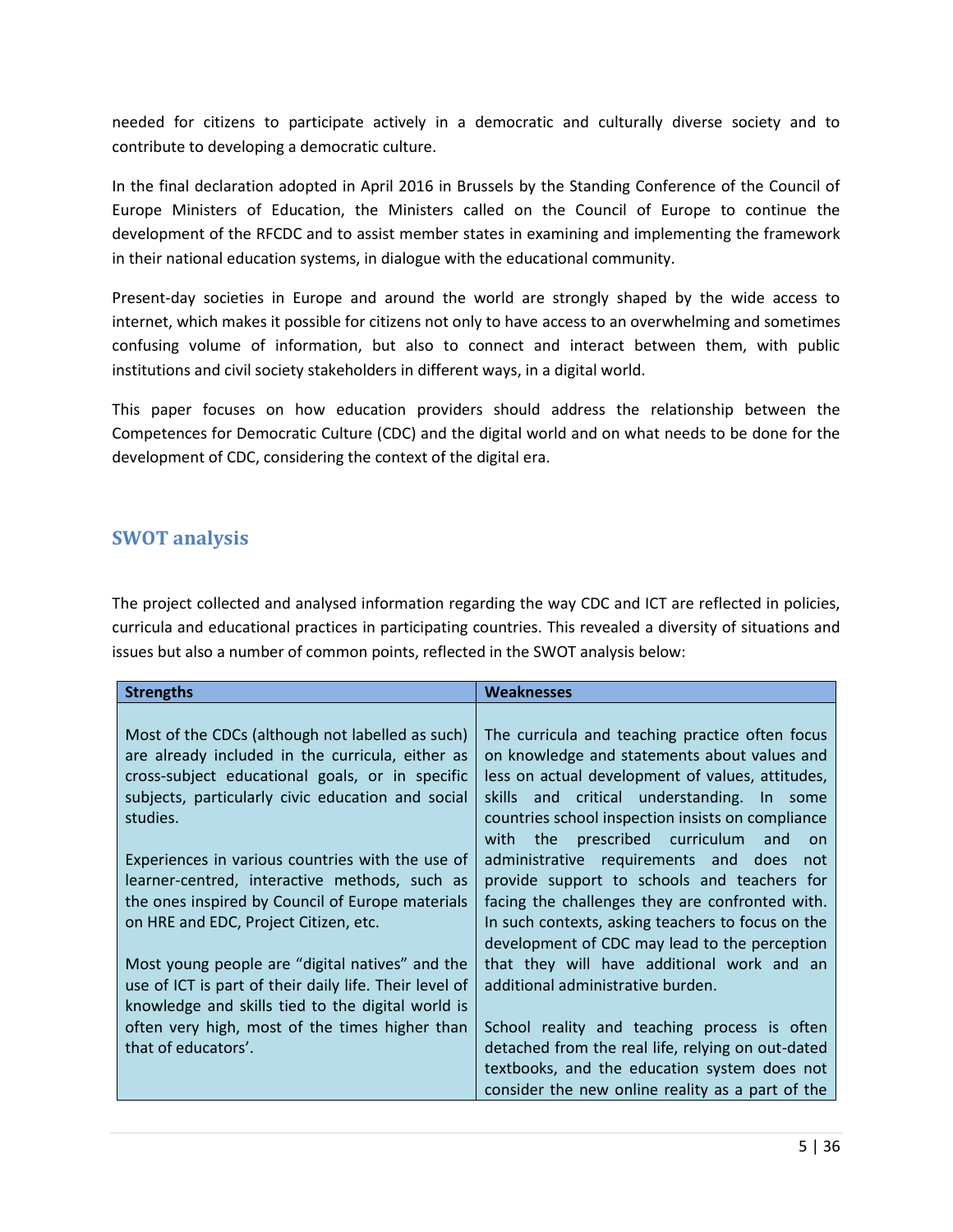needed for citizens to participate actively in a democratic and culturally diverse society and to contribute to developing a democratic culture.

In the final declaration adopted in April 2016 in Brussels by the Standing Conference of the Council of Europe Ministers of Education, the Ministers called on the Council of Europe to continue the development of the RFCDC and to assist member states in examining and implementing the framework in their national education systems, in dialogue with the educational community.

Present-day societies in Europe and around the world are strongly shaped by the wide access to internet, which makes it possible for citizens not only to have access to an overwhelming and sometimes confusing volume of information, but also to connect and interact between them, with public institutions and civil society stakeholders in different ways, in a digital world.

This paper focuses on how education providers should address the relationship between the Competences for Democratic Culture (CDC) and the digital world and on what needs to be done for the development of CDC, considering the context of the digital era.

## SWOT analysis

The project collected and analysed information regarding the way CDC and ICT are reflected in policies, curricula and educational practices in participating countries. This revealed a diversity of situations and issues but also a number of common points, reflected in the SWOT analysis below:

| Strengths | Weaknesses |
|---|---|
| Most of the CDCs (although not labelled as such) are already included in the curricula, either as cross-subject educational goals, or in specific subjects, particularly civic education and social studies.<br><br>Experiences in various countries with the use of learner-centred, interactive methods, such as the ones inspired by Council of Europe materials on HRE and EDC, Project Citizen, etc.<br><br>Most young people are "digital natives" and the use of ICT is part of their daily life. Their level of knowledge and skills tied to the digital world is often very high, most of the times higher than that of educators'. | The curricula and teaching practice often focus on knowledge and statements about values and less on actual development of values, attitudes, skills and critical understanding. In some countries school inspection insists on compliance with the prescribed curriculum and on administrative requirements and does not provide support to schools and teachers for facing the challenges they are confronted with. In such contexts, asking teachers to focus on the development of CDC may lead to the perception that they will have additional work and an additional administrative burden.<br><br>School reality and teaching process is often detached from the real life, relying on out-dated textbooks, and the education system does not consider the new online reality as a part of the |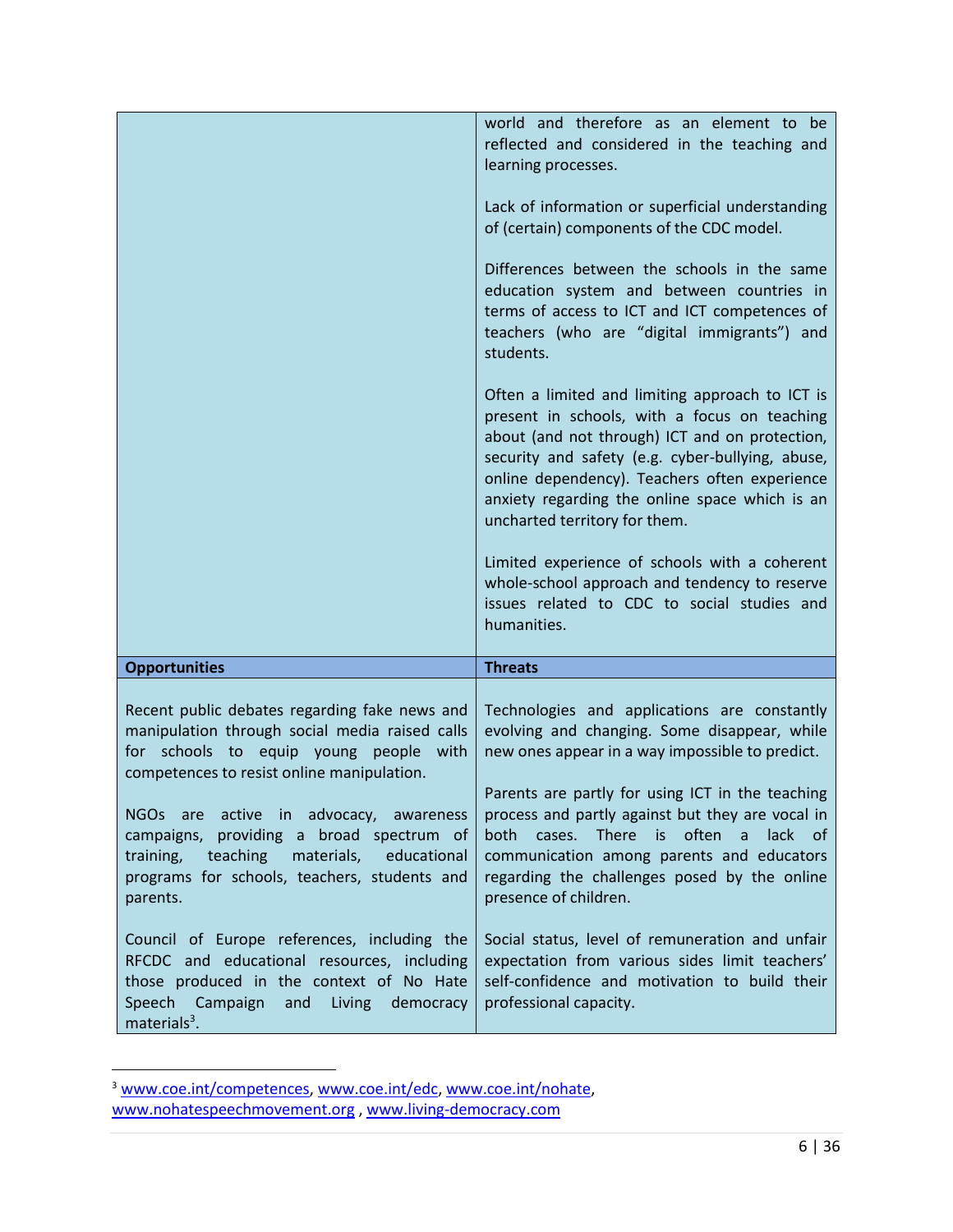| | |
|---|---|
| | world and therefore as an element to be reflected and considered in the teaching and learning processes.<br><br>Lack of information or superficial understanding of (certain) components of the CDC model.<br><br>Differences between the schools in the same education system and between countries in terms of access to ICT and ICT competences of teachers (who are "digital immigrants") and students.<br><br>Often a limited and limiting approach to ICT is present in schools, with a focus on teaching about (and not through) ICT and on protection, security and safety (e.g. cyber-bullying, abuse, online dependency). Teachers often experience anxiety regarding the online space which is an uncharted territory for them.<br><br>Limited experience of schools with a coherent whole-school approach and tendency to reserve issues related to CDC to social studies and humanities. |
| **Opportunities** | **Threats** |
| Recent public debates regarding fake news and manipulation through social media raised calls for schools to equip young people with competences to resist online manipulation.<br><br>NGOs are active in advocacy, awareness campaigns, providing a broad spectrum of training, teaching materials, educational programs for schools, teachers, students and parents.<br><br>Council of Europe references, including the RFCDC and educational resources, including those produced in the context of No Hate Speech Campaign and Living democracy materials[3]. | Technologies and applications are constantly evolving and changing. Some disappear, while new ones appear in a way impossible to predict.<br><br>Parents are partly for using ICT in the teaching process and partly against but they are vocal in both cases. There is often a lack of communication among parents and educators regarding the challenges posed by the online presence of children.<br><br>Social status, level of remuneration and unfair expectation from various sides limit teachers' self-confidence and motivation to build their professional capacity. |

[3] www.coe.int/competences, www.coe.int/edc, www.coe.int/nohate, www.nohatespeechmovement.org , www.living-democracy.com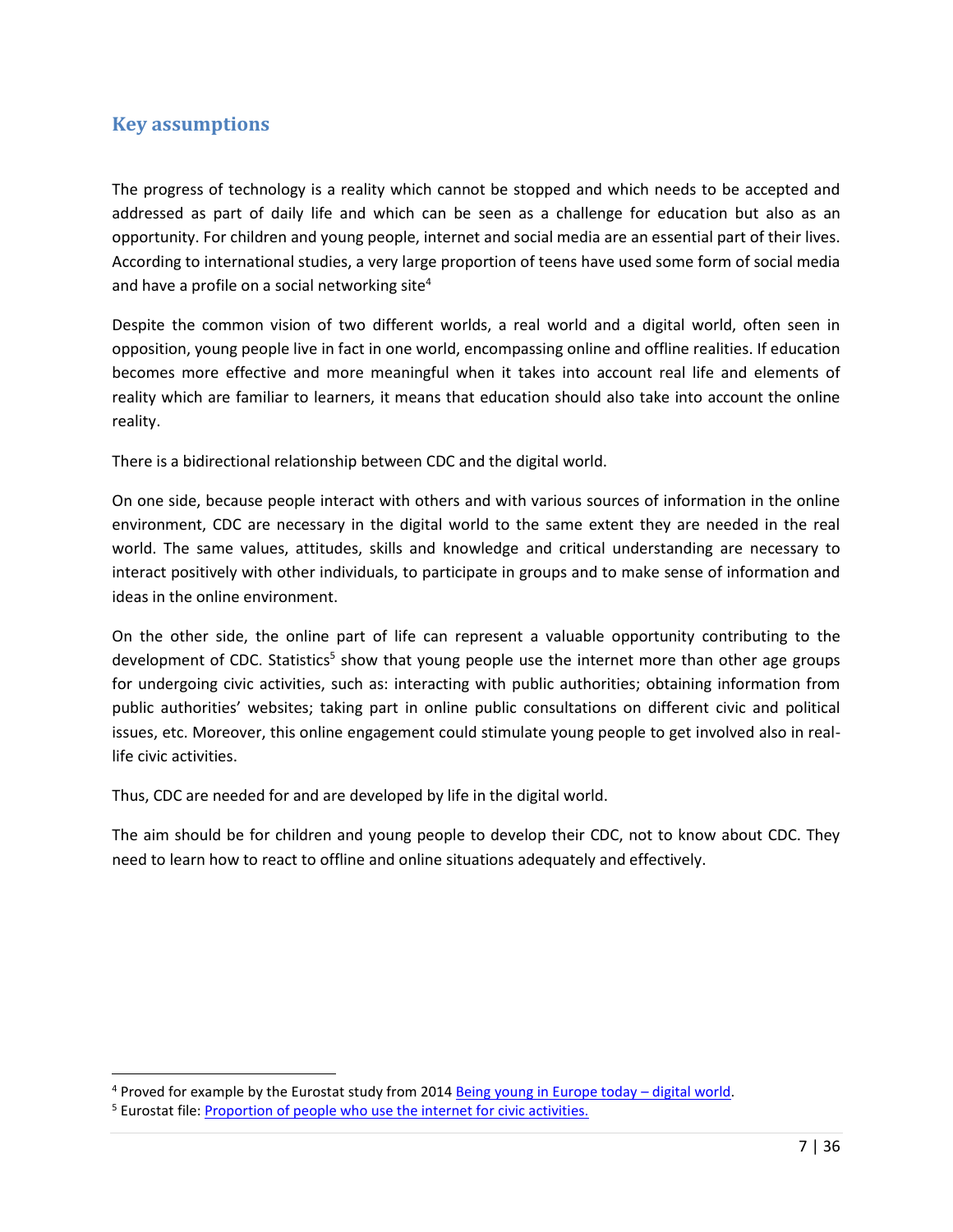## Key assumptions

The progress of technology is a reality which cannot be stopped and which needs to be accepted and addressed as part of daily life and which can be seen as a challenge for education but also as an opportunity. For children and young people, internet and social media are an essential part of their lives. According to international studies, a very large proportion of teens have used some form of social media and have a profile on a social networking site[4]

Despite the common vision of two different worlds, a real world and a digital world, often seen in opposition, young people live in fact in one world, encompassing online and offline realities. If education becomes more effective and more meaningful when it takes into account real life and elements of reality which are familiar to learners, it means that education should also take into account the online reality.

There is a bidirectional relationship between CDC and the digital world.

On one side, because people interact with others and with various sources of information in the online environment, CDC are necessary in the digital world to the same extent they are needed in the real world. The same values, attitudes, skills and knowledge and critical understanding are necessary to interact positively with other individuals, to participate in groups and to make sense of information and ideas in the online environment.

On the other side, the online part of life can represent a valuable opportunity contributing to the development of CDC. Statistics[5] show that young people use the internet more than other age groups for undergoing civic activities, such as: interacting with public authorities; obtaining information from public authorities' websites; taking part in online public consultations on different civic and political issues, etc. Moreover, this online engagement could stimulate young people to get involved also in real-life civic activities.

Thus, CDC are needed for and are developed by life in the digital world.

The aim should be for children and young people to develop their CDC, not to know about CDC. They need to learn how to react to offline and online situations adequately and effectively.

---

[4] Proved for example by the Eurostat study from 2014 Being young in Europe today – digital world.

[5] Eurostat file: Proportion of people who use the internet for civic activities.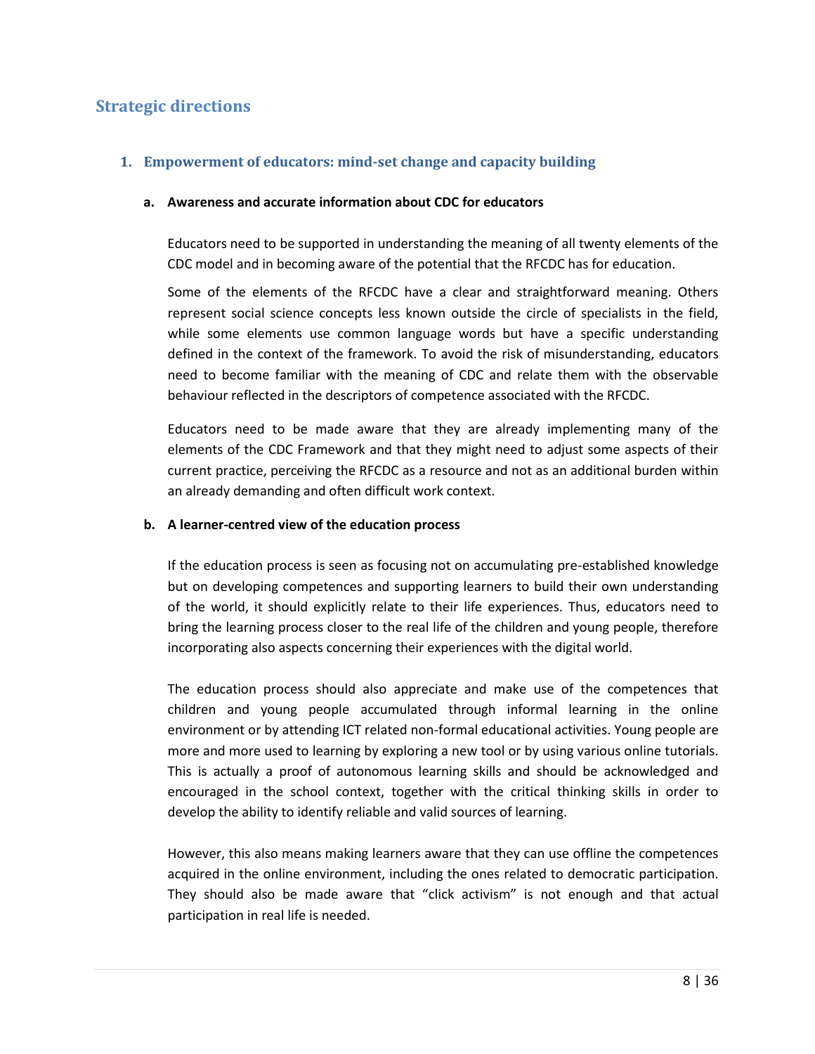## Strategic directions

### 1. Empowerment of educators: mind-set change and capacity building

**a. Awareness and accurate information about CDC for educators**

Educators need to be supported in understanding the meaning of all twenty elements of the CDC model and in becoming aware of the potential that the RFCDC has for education.

Some of the elements of the RFCDC have a clear and straightforward meaning. Others represent social science concepts less known outside the circle of specialists in the field, while some elements use common language words but have a specific understanding defined in the context of the framework. To avoid the risk of misunderstanding, educators need to become familiar with the meaning of CDC and relate them with the observable behaviour reflected in the descriptors of competence associated with the RFCDC.

Educators need to be made aware that they are already implementing many of the elements of the CDC Framework and that they might need to adjust some aspects of their current practice, perceiving the RFCDC as a resource and not as an additional burden within an already demanding and often difficult work context.

**b. A learner-centred view of the education process**

If the education process is seen as focusing not on accumulating pre-established knowledge but on developing competences and supporting learners to build their own understanding of the world, it should explicitly relate to their life experiences. Thus, educators need to bring the learning process closer to the real life of the children and young people, therefore incorporating also aspects concerning their experiences with the digital world.

The education process should also appreciate and make use of the competences that children and young people accumulated through informal learning in the online environment or by attending ICT related non-formal educational activities. Young people are more and more used to learning by exploring a new tool or by using various online tutorials. This is actually a proof of autonomous learning skills and should be acknowledged and encouraged in the school context, together with the critical thinking skills in order to develop the ability to identify reliable and valid sources of learning.

However, this also means making learners aware that they can use offline the competences acquired in the online environment, including the ones related to democratic participation. They should also be made aware that "click activism" is not enough and that actual participation in real life is needed.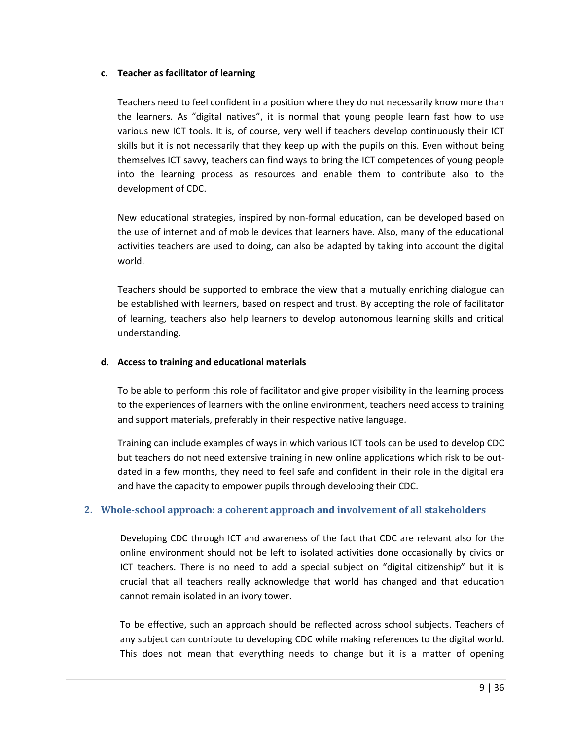#### c. Teacher as facilitator of learning

Teachers need to feel confident in a position where they do not necessarily know more than the learners. As “digital natives”, it is normal that young people learn fast how to use various new ICT tools. It is, of course, very well if teachers develop continuously their ICT skills but it is not necessarily that they keep up with the pupils on this. Even without being themselves ICT savvy, teachers can find ways to bring the ICT competences of young people into the learning process as resources and enable them to contribute also to the development of CDC.

New educational strategies, inspired by non-formal education, can be developed based on the use of internet and of mobile devices that learners have. Also, many of the educational activities teachers are used to doing, can also be adapted by taking into account the digital world.

Teachers should be supported to embrace the view that a mutually enriching dialogue can be established with learners, based on respect and trust. By accepting the role of facilitator of learning, teachers also help learners to develop autonomous learning skills and critical understanding.

#### d. Access to training and educational materials

To be able to perform this role of facilitator and give proper visibility in the learning process to the experiences of learners with the online environment, teachers need access to training and support materials, preferably in their respective native language.

Training can include examples of ways in which various ICT tools can be used to develop CDC but teachers do not need extensive training in new online applications which risk to be out-dated in a few months, they need to feel safe and confident in their role in the digital era and have the capacity to empower pupils through developing their CDC.

### 2. Whole-school approach: a coherent approach and involvement of all stakeholders

Developing CDC through ICT and awareness of the fact that CDC are relevant also for the online environment should not be left to isolated activities done occasionally by civics or ICT teachers. There is no need to add a special subject on “digital citizenship” but it is crucial that all teachers really acknowledge that world has changed and that education cannot remain isolated in an ivory tower.

To be effective, such an approach should be reflected across school subjects. Teachers of any subject can contribute to developing CDC while making references to the digital world. This does not mean that everything needs to change but it is a matter of opening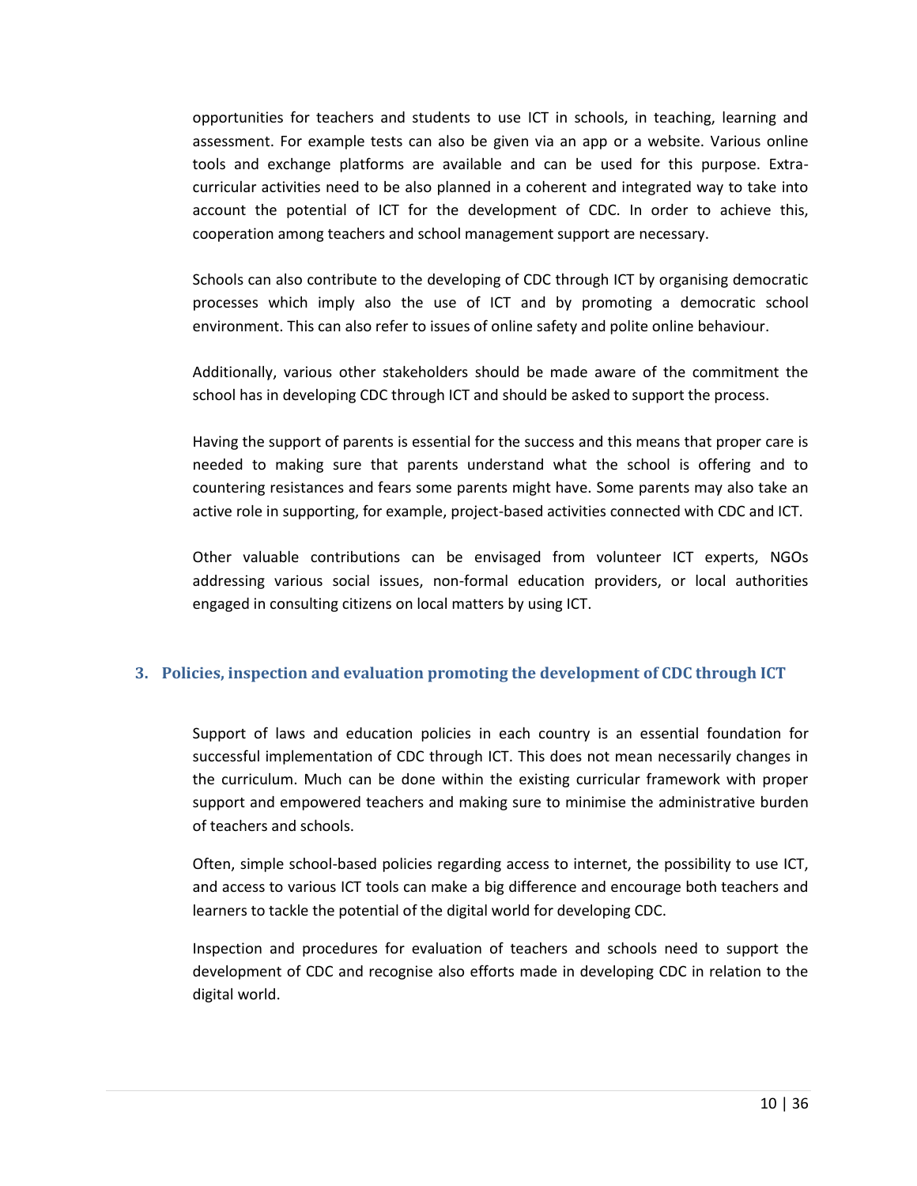opportunities for teachers and students to use ICT in schools, in teaching, learning and assessment. For example tests can also be given via an app or a website. Various online tools and exchange platforms are available and can be used for this purpose. Extra-curricular activities need to be also planned in a coherent and integrated way to take into account the potential of ICT for the development of CDC. In order to achieve this, cooperation among teachers and school management support are necessary.

Schools can also contribute to the developing of CDC through ICT by organising democratic processes which imply also the use of ICT and by promoting a democratic school environment. This can also refer to issues of online safety and polite online behaviour.

Additionally, various other stakeholders should be made aware of the commitment the school has in developing CDC through ICT and should be asked to support the process.

Having the support of parents is essential for the success and this means that proper care is needed to making sure that parents understand what the school is offering and to countering resistances and fears some parents might have. Some parents may also take an active role in supporting, for example, project-based activities connected with CDC and ICT.

Other valuable contributions can be envisaged from volunteer ICT experts, NGOs addressing various social issues, non-formal education providers, or local authorities engaged in consulting citizens on local matters by using ICT.

## 3. Policies, inspection and evaluation promoting the development of CDC through ICT

Support of laws and education policies in each country is an essential foundation for successful implementation of CDC through ICT. This does not mean necessarily changes in the curriculum. Much can be done within the existing curricular framework with proper support and empowered teachers and making sure to minimise the administrative burden of teachers and schools.

Often, simple school-based policies regarding access to internet, the possibility to use ICT, and access to various ICT tools can make a big difference and encourage both teachers and learners to tackle the potential of the digital world for developing CDC.

Inspection and procedures for evaluation of teachers and schools need to support the development of CDC and recognise also efforts made in developing CDC in relation to the digital world.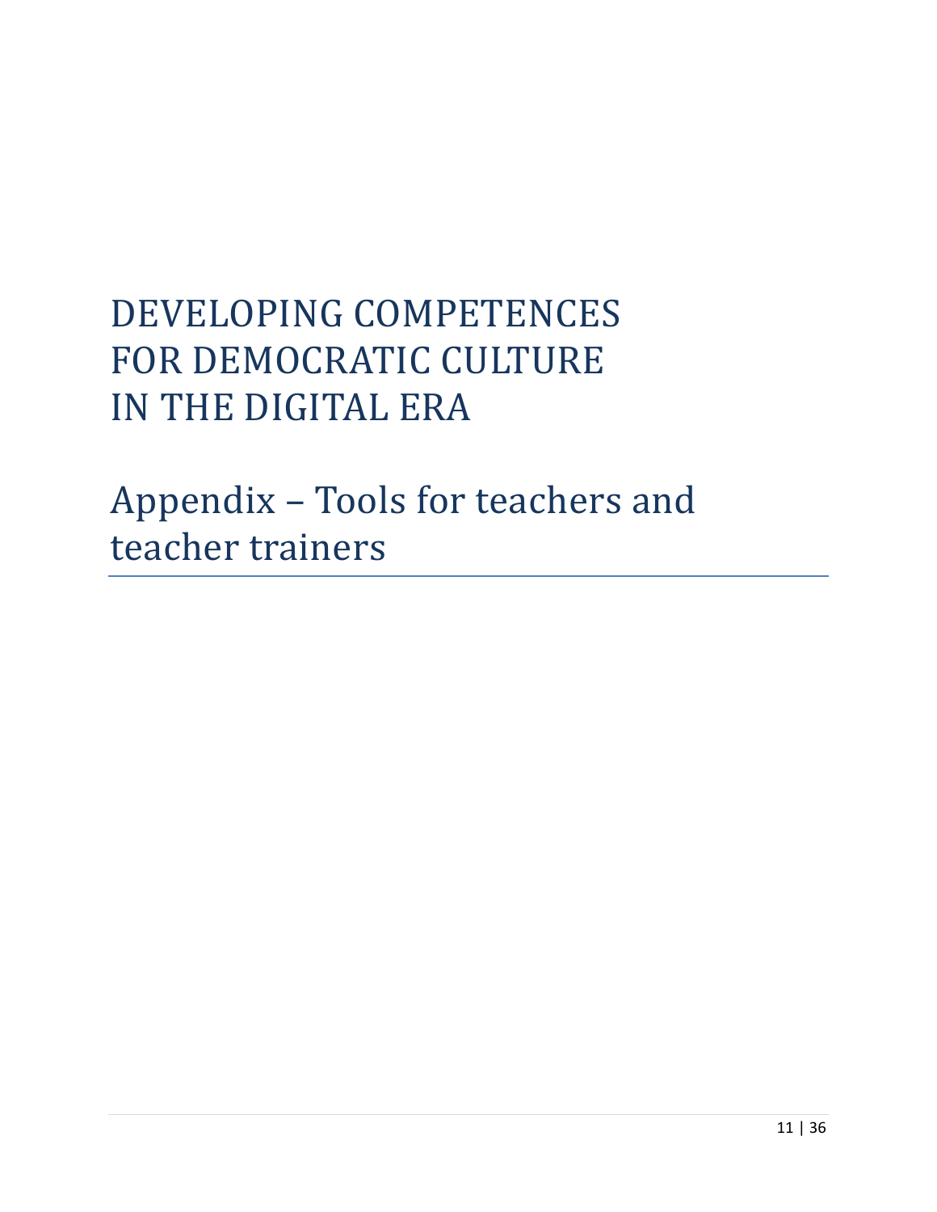# DEVELOPING COMPETENCES FOR DEMOCRATIC CULTURE IN THE DIGITAL ERA

## Appendix – Tools for teachers and teacher trainers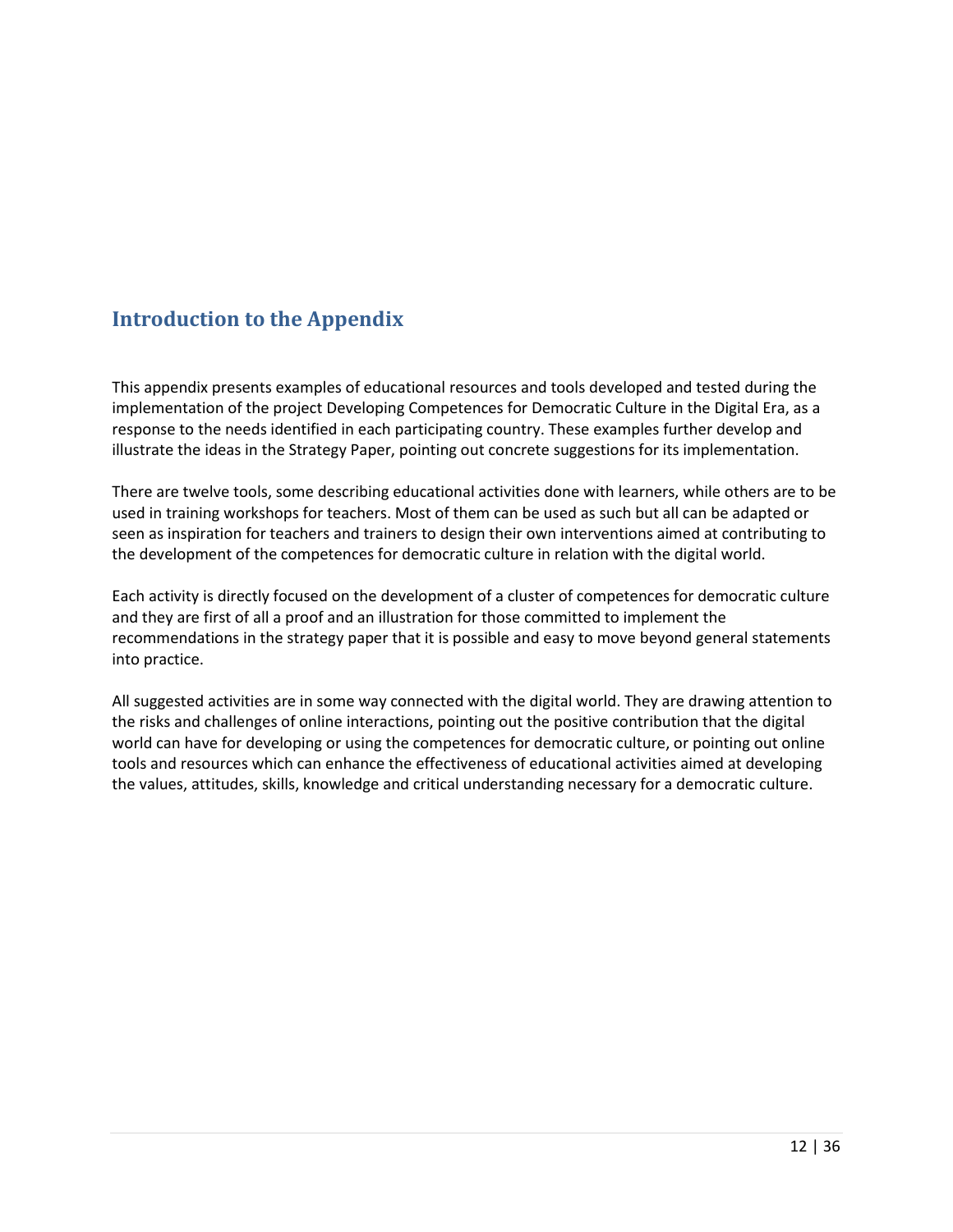## Introduction to the Appendix

This appendix presents examples of educational resources and tools developed and tested during the implementation of the project Developing Competences for Democratic Culture in the Digital Era, as a response to the needs identified in each participating country. These examples further develop and illustrate the ideas in the Strategy Paper, pointing out concrete suggestions for its implementation.

There are twelve tools, some describing educational activities done with learners, while others are to be used in training workshops for teachers. Most of them can be used as such but all can be adapted or seen as inspiration for teachers and trainers to design their own interventions aimed at contributing to the development of the competences for democratic culture in relation with the digital world.

Each activity is directly focused on the development of a cluster of competences for democratic culture and they are first of all a proof and an illustration for those committed to implement the recommendations in the strategy paper that it is possible and easy to move beyond general statements into practice.

All suggested activities are in some way connected with the digital world. They are drawing attention to the risks and challenges of online interactions, pointing out the positive contribution that the digital world can have for developing or using the competences for democratic culture, or pointing out online tools and resources which can enhance the effectiveness of educational activities aimed at developing the values, attitudes, skills, knowledge and critical understanding necessary for a democratic culture.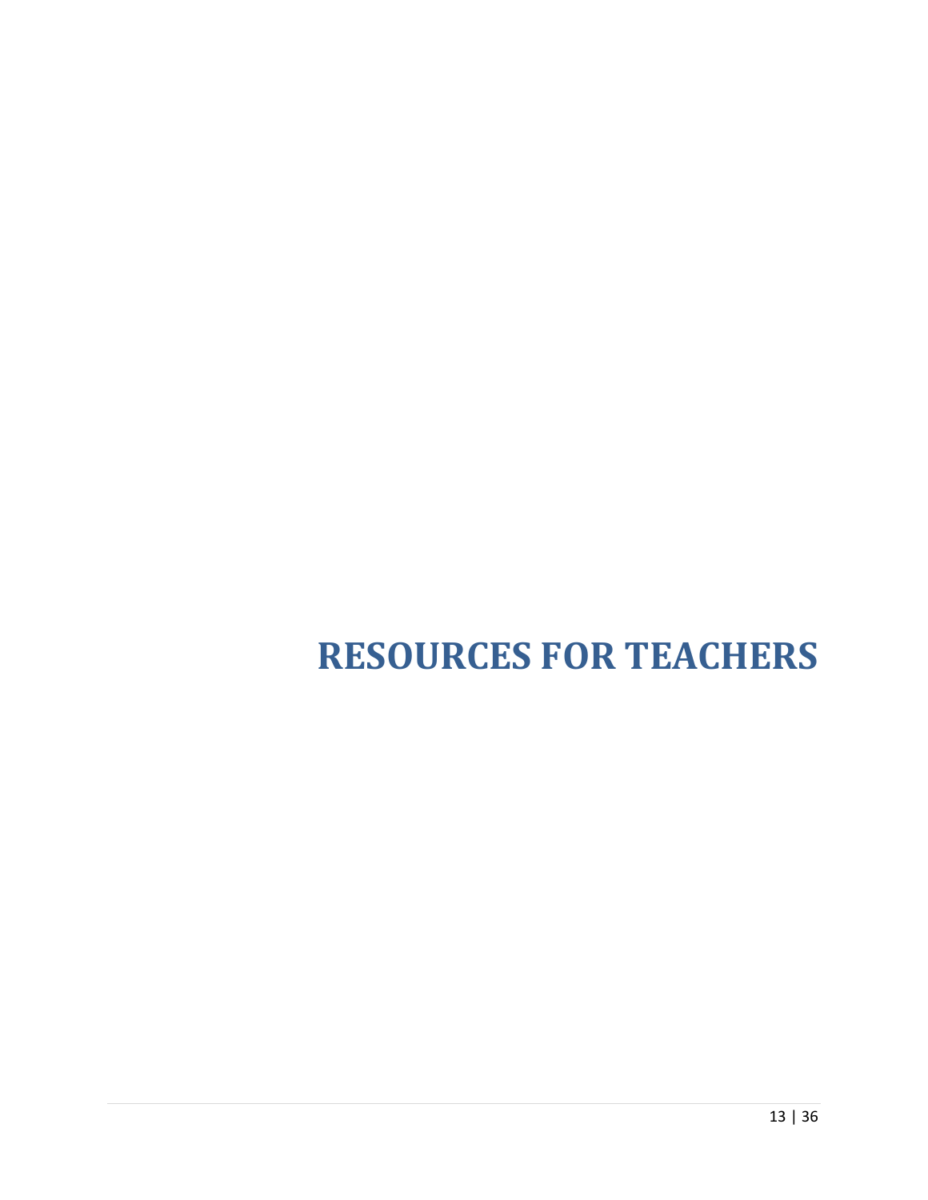# RESOURCES FOR TEACHERS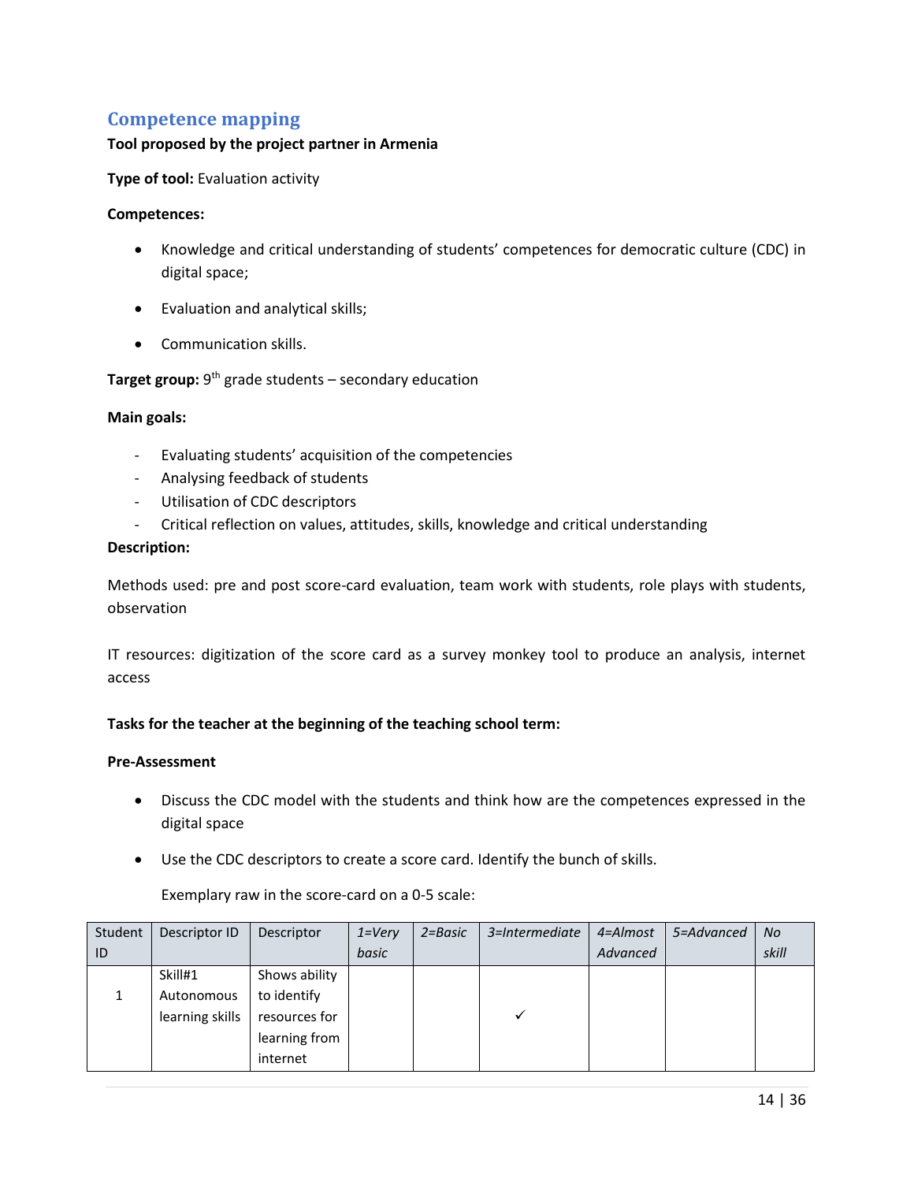## Competence mapping

**Tool proposed by the project partner in Armenia**

**Type of tool:** Evaluation activity

**Competences:**

- Knowledge and critical understanding of students' competences for democratic culture (CDC) in digital space;
- Evaluation and analytical skills;
- Communication skills.

**Target group:** 9th grade students – secondary education

**Main goals:**

- Evaluating students' acquisition of the competencies
- Analysing feedback of students
- Utilisation of CDC descriptors
- Critical reflection on values, attitudes, skills, knowledge and critical understanding

**Description:**

Methods used: pre and post score-card evaluation, team work with students, role plays with students, observation

IT resources: digitization of the score card as a survey monkey tool to produce an analysis, internet access

**Tasks for the teacher at the beginning of the teaching school term:**

**Pre-Assessment**

- Discuss the CDC model with the students and think how are the competences expressed in the digital space
- Use the CDC descriptors to create a score card. Identify the bunch of skills.

  Exemplary raw in the score-card on a 0-5 scale:

| Student ID | Descriptor ID | Descriptor | *1=Very basic* | *2=Basic* | *3=Intermediate* | *4=Almost Advanced* | *5=Advanced* | *No skill* |
|---|---|---|---|---|---|---|---|---|
| 1 | Skill#1 Autonomous learning skills | Shows ability to identify resources for learning from internet | | | ✓ | | | |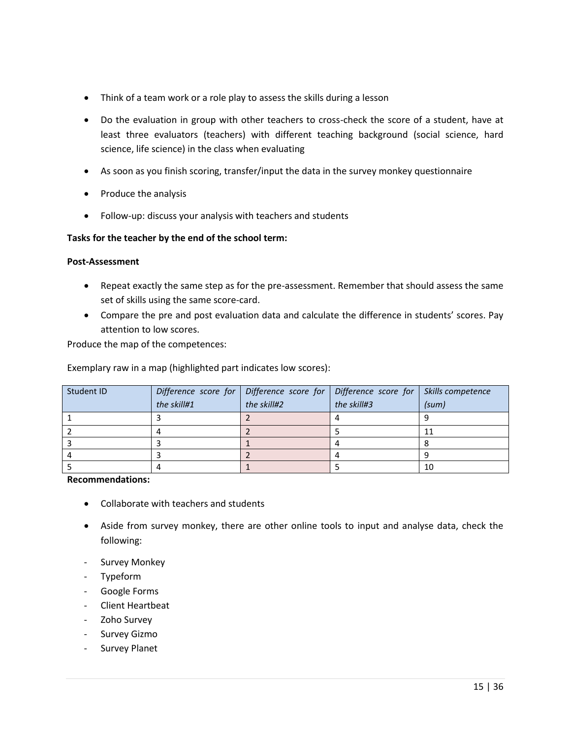- Think of a team work or a role play to assess the skills during a lesson
- Do the evaluation in group with other teachers to cross-check the score of a student, have at least three evaluators (teachers) with different teaching background (social science, hard science, life science) in the class when evaluating
- As soon as you finish scoring, transfer/input the data in the survey monkey questionnaire
- Produce the analysis
- Follow-up: discuss your analysis with teachers and students

**Tasks for the teacher by the end of the school term:**

**Post-Assessment**

- Repeat exactly the same step as for the pre-assessment. Remember that should assess the same set of skills using the same score-card.
- Compare the pre and post evaluation data and calculate the difference in students' scores. Pay attention to low scores.

Produce the map of the competences:

Exemplary raw in a map (highlighted part indicates low scores):

| Student ID | *Difference score for the skill#1* | *Difference score for the skill#2* | *Difference score for the skill#3* | *Skills competence (sum)* |
|---|---|---|---|---|
| 1 | 3 | 2 | 4 | 9 |
| 2 | 4 | 2 | 5 | 11 |
| 3 | 3 | 1 | 4 | 8 |
| 4 | 3 | 2 | 4 | 9 |
| 5 | 4 | 1 | 5 | 10 |

**Recommendations:**

- Collaborate with teachers and students
- Aside from survey monkey, there are other online tools to input and analyse data, check the following:

- Survey Monkey
- Typeform
- Google Forms
- Client Heartbeat
- Zoho Survey
- Survey Gizmo
- Survey Planet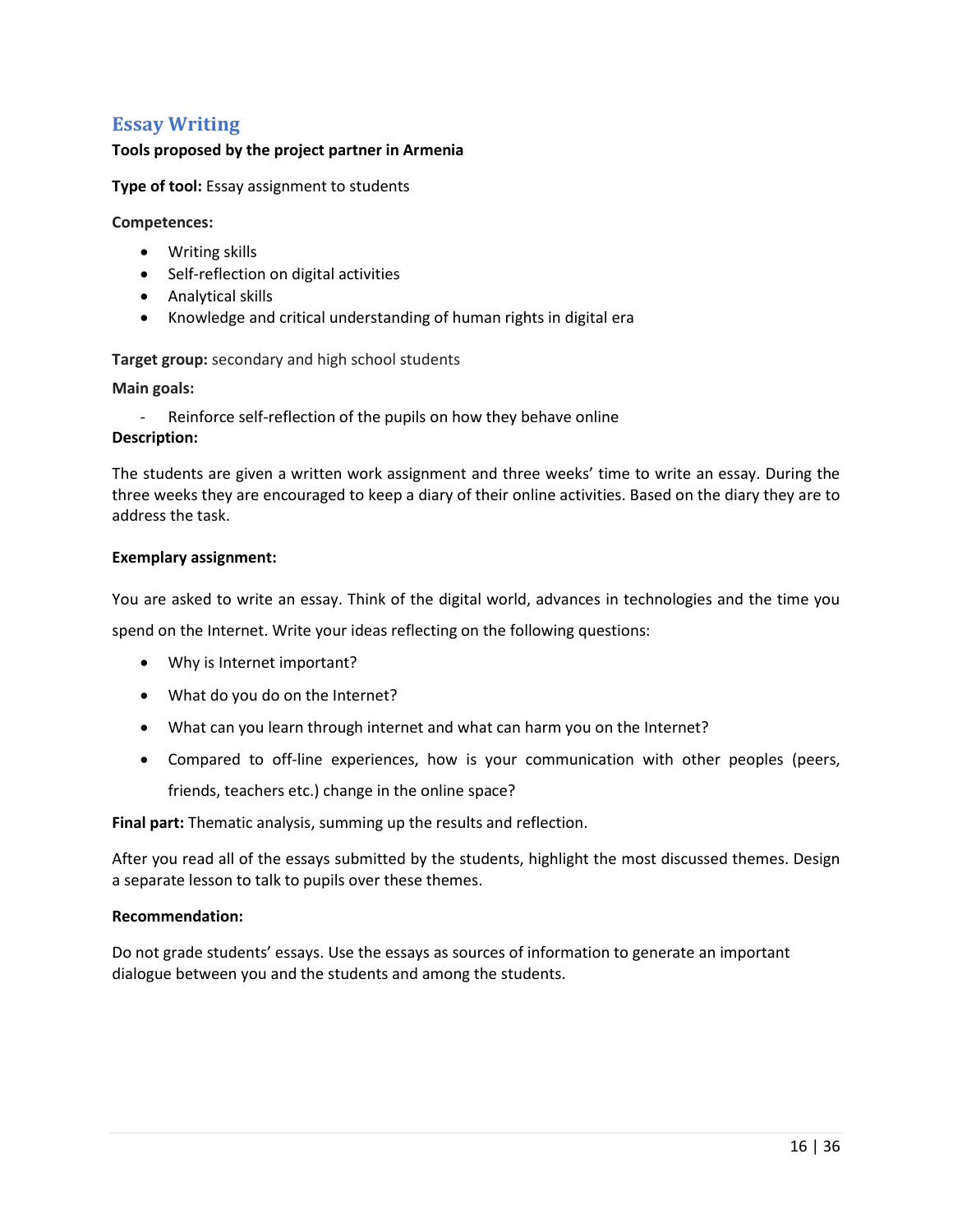## Essay Writing

**Tools proposed by the project partner in Armenia**

**Type of tool:** Essay assignment to students

**Competences:**

- Writing skills
- Self-reflection on digital activities
- Analytical skills
- Knowledge and critical understanding of human rights in digital era

**Target group:** secondary and high school students

**Main goals:**

- Reinforce self-reflection of the pupils on how they behave online

**Description:**

The students are given a written work assignment and three weeks' time to write an essay. During the three weeks they are encouraged to keep a diary of their online activities. Based on the diary they are to address the task.

**Exemplary assignment:**

You are asked to write an essay. Think of the digital world, advances in technologies and the time you spend on the Internet. Write your ideas reflecting on the following questions:

- Why is Internet important?
- What do you do on the Internet?
- What can you learn through internet and what can harm you on the Internet?
- Compared to off-line experiences, how is your communication with other peoples (peers, friends, teachers etc.) change in the online space?

**Final part:** Thematic analysis, summing up the results and reflection.

After you read all of the essays submitted by the students, highlight the most discussed themes. Design a separate lesson to talk to pupils over these themes.

**Recommendation:**

Do not grade students' essays. Use the essays as sources of information to generate an important dialogue between you and the students and among the students.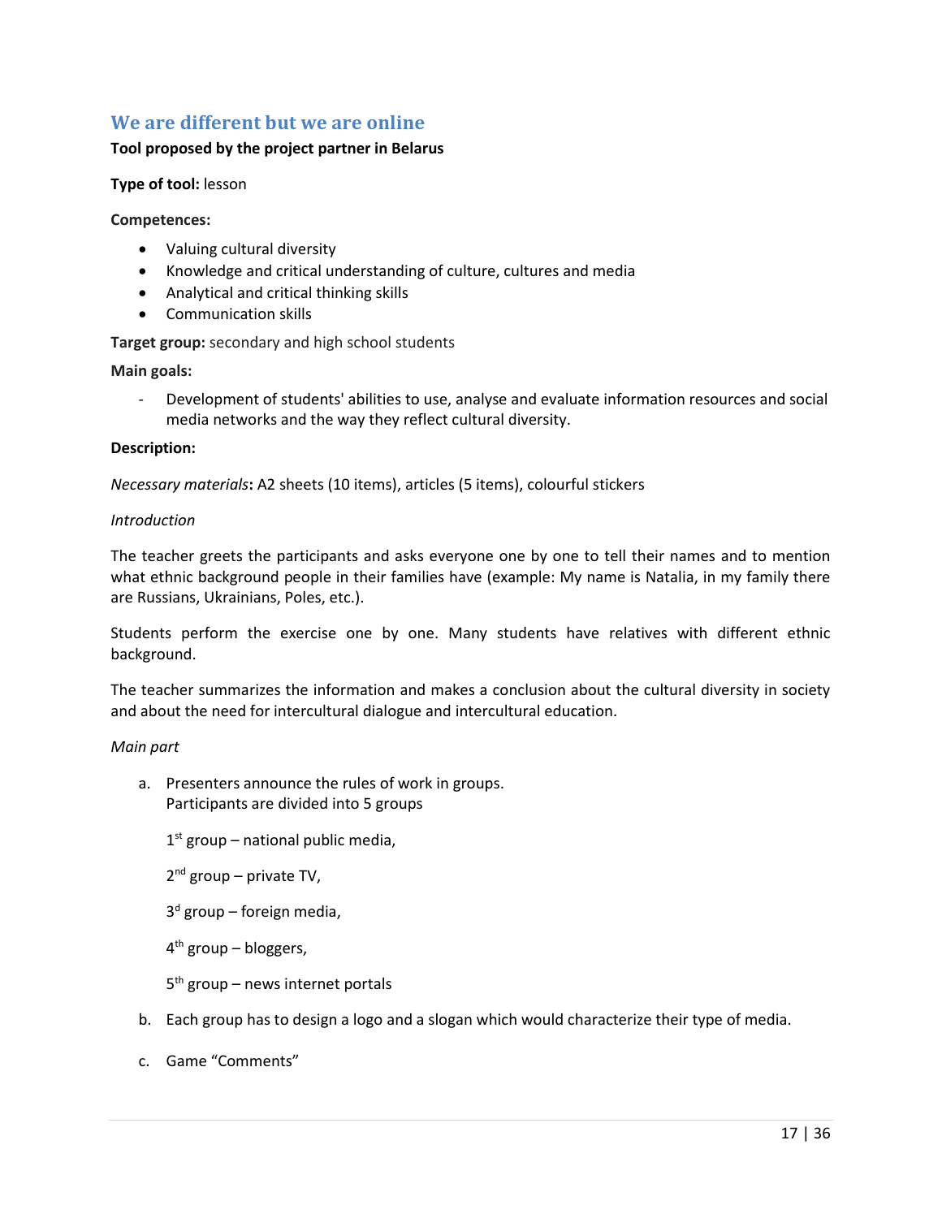## We are different but we are online

**Tool proposed by the project partner in Belarus**

**Type of tool:** lesson

**Competences:**

- Valuing cultural diversity
- Knowledge and critical understanding of culture, cultures and media
- Analytical and critical thinking skills
- Communication skills

**Target group:** secondary and high school students

**Main goals:**

- Development of students' abilities to use, analyse and evaluate information resources and social media networks and the way they reflect cultural diversity.

**Description:**

*Necessary materials*: A2 sheets (10 items), articles (5 items), colourful stickers

*Introduction*

The teacher greets the participants and asks everyone one by one to tell their names and to mention what ethnic background people in their families have (example: My name is Natalia, in my family there are Russians, Ukrainians, Poles, etc.).

Students perform the exercise one by one. Many students have relatives with different ethnic background.

The teacher summarizes the information and makes a conclusion about the cultural diversity in society and about the need for intercultural dialogue and intercultural education.

*Main part*

a. Presenters announce the rules of work in groups.
   Participants are divided into 5 groups

   1st group – national public media,

   2nd group – private TV,

   3d group – foreign media,

   4th group – bloggers,

   5th group – news internet portals

b. Each group has to design a logo and a slogan which would characterize their type of media.

c. Game "Comments"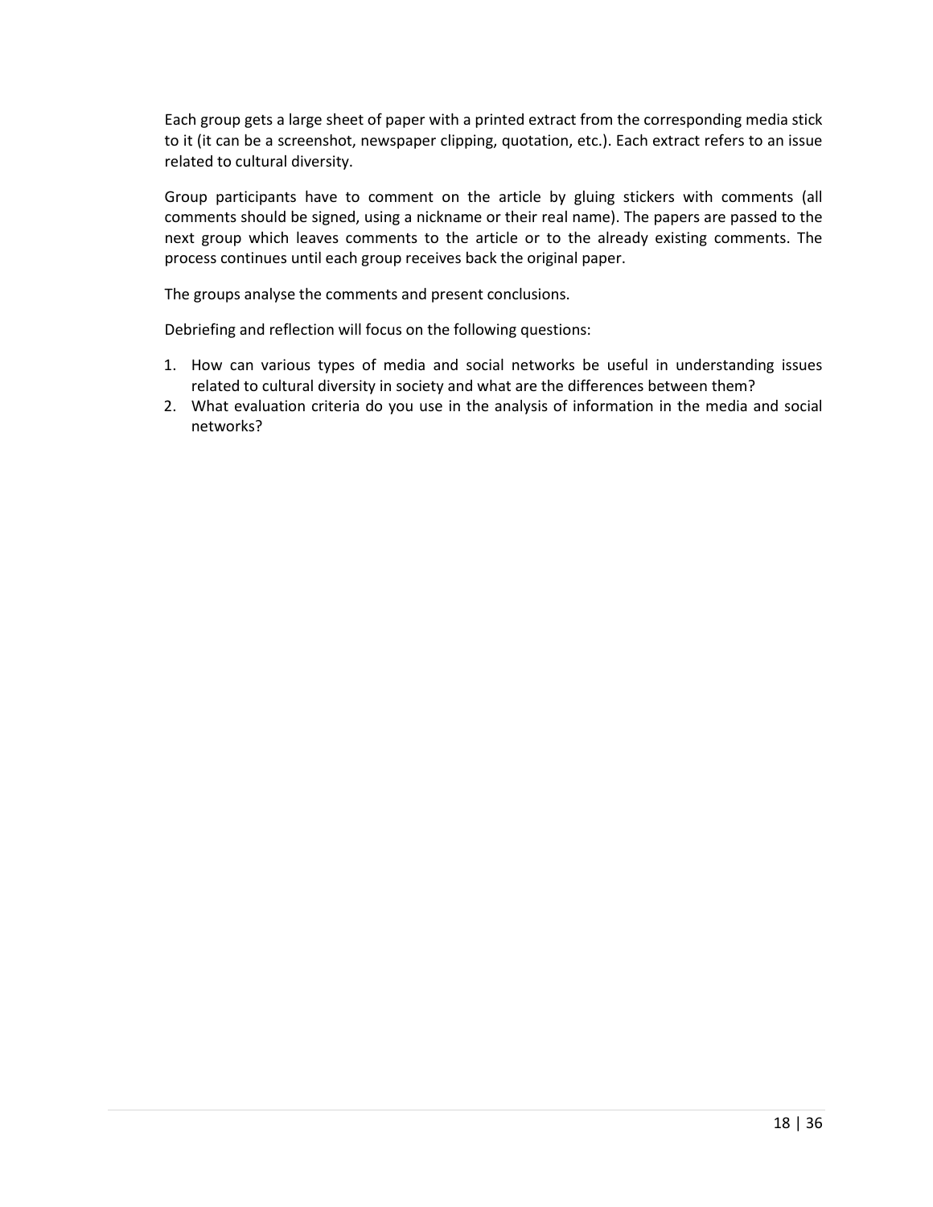Each group gets a large sheet of paper with a printed extract from the corresponding media stick to it (it can be a screenshot, newspaper clipping, quotation, etc.). Each extract refers to an issue related to cultural diversity.

Group participants have to comment on the article by gluing stickers with comments (all comments should be signed, using a nickname or their real name). The papers are passed to the next group which leaves comments to the article or to the already existing comments. The process continues until each group receives back the original paper.

The groups analyse the comments and present conclusions.

Debriefing and reflection will focus on the following questions:

1. How can various types of media and social networks be useful in understanding issues related to cultural diversity in society and what are the differences between them?
2. What evaluation criteria do you use in the analysis of information in the media and social networks?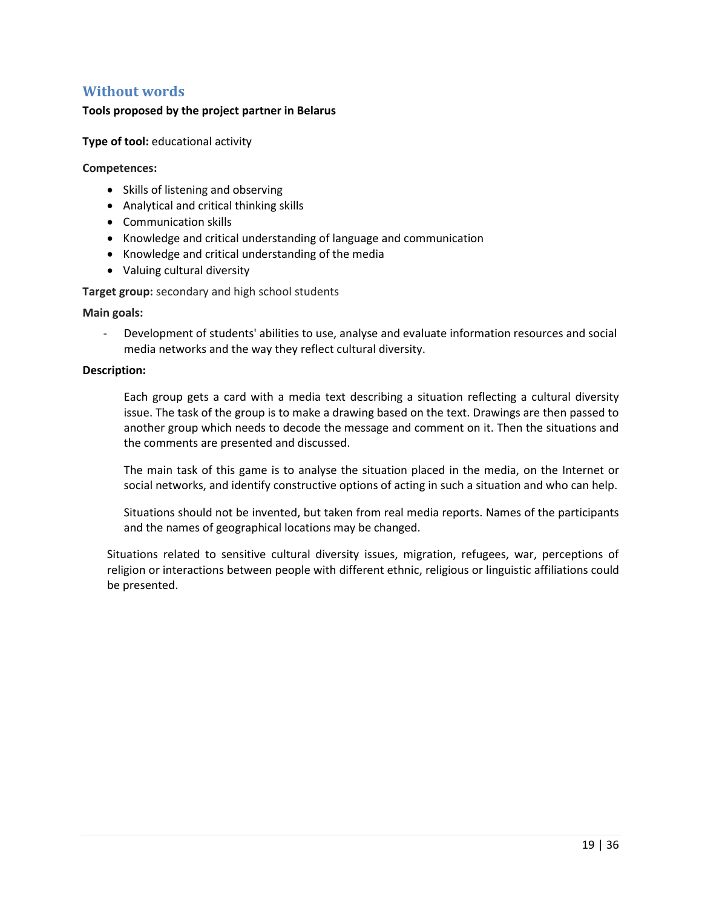## Without words

**Tools proposed by the project partner in Belarus**

**Type of tool:** educational activity

**Competences:**

- Skills of listening and observing
- Analytical and critical thinking skills
- Communication skills
- Knowledge and critical understanding of language and communication
- Knowledge and critical understanding of the media
- Valuing cultural diversity

**Target group:** secondary and high school students

**Main goals:**

- Development of students' abilities to use, analyse and evaluate information resources and social media networks and the way they reflect cultural diversity.

**Description:**

Each group gets a card with a media text describing a situation reflecting a cultural diversity issue. The task of the group is to make a drawing based on the text. Drawings are then passed to another group which needs to decode the message and comment on it. Then the situations and the comments are presented and discussed.

The main task of this game is to analyse the situation placed in the media, on the Internet or social networks, and identify constructive options of acting in such a situation and who can help.

Situations should not be invented, but taken from real media reports. Names of the participants and the names of geographical locations may be changed.

Situations related to sensitive cultural diversity issues, migration, refugees, war, perceptions of religion or interactions between people with different ethnic, religious or linguistic affiliations could be presented.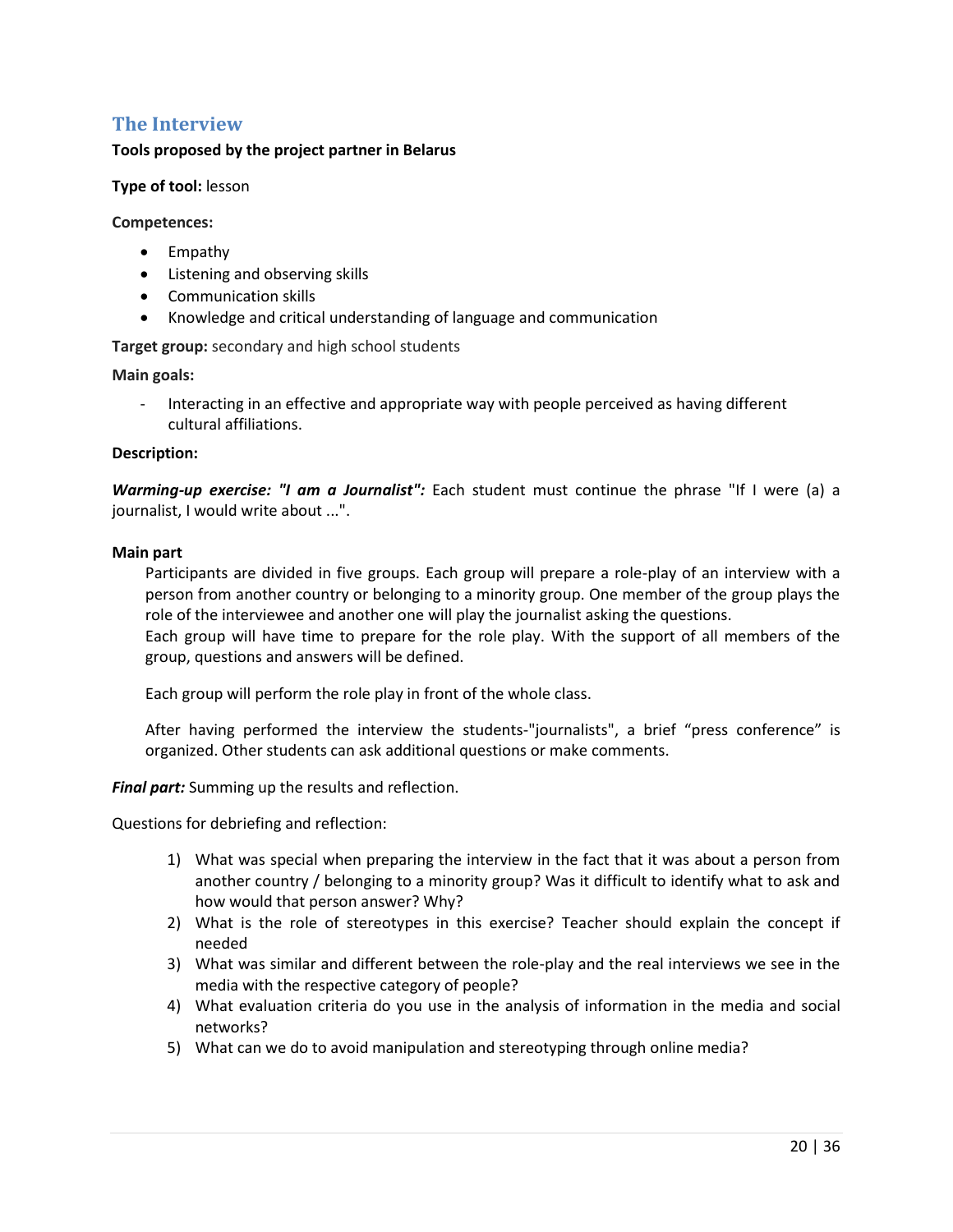## The Interview

**Tools proposed by the project partner in Belarus**

**Type of tool:** lesson

**Competences:**

- Empathy
- Listening and observing skills
- Communication skills
- Knowledge and critical understanding of language and communication

**Target group:** secondary and high school students

**Main goals:**

- Interacting in an effective and appropriate way with people perceived as having different cultural affiliations.

**Description:**

***Warming-up exercise: "I am a Journalist":*** Each student must continue the phrase "If I were (a) a journalist, I would write about ...".

**Main part**

Participants are divided in five groups. Each group will prepare a role-play of an interview with a person from another country or belonging to a minority group. One member of the group plays the role of the interviewee and another one will play the journalist asking the questions.
Each group will have time to prepare for the role play. With the support of all members of the group, questions and answers will be defined.

Each group will perform the role play in front of the whole class.

After having performed the interview the students-"journalists", a brief "press conference" is organized. Other students can ask additional questions or make comments.

***Final part:*** Summing up the results and reflection.

Questions for debriefing and reflection:

1) What was special when preparing the interview in the fact that it was about a person from another country / belonging to a minority group? Was it difficult to identify what to ask and how would that person answer? Why?
2) What is the role of stereotypes in this exercise? Teacher should explain the concept if needed
3) What was similar and different between the role-play and the real interviews we see in the media with the respective category of people?
4) What evaluation criteria do you use in the analysis of information in the media and social networks?
5) What can we do to avoid manipulation and stereotyping through online media?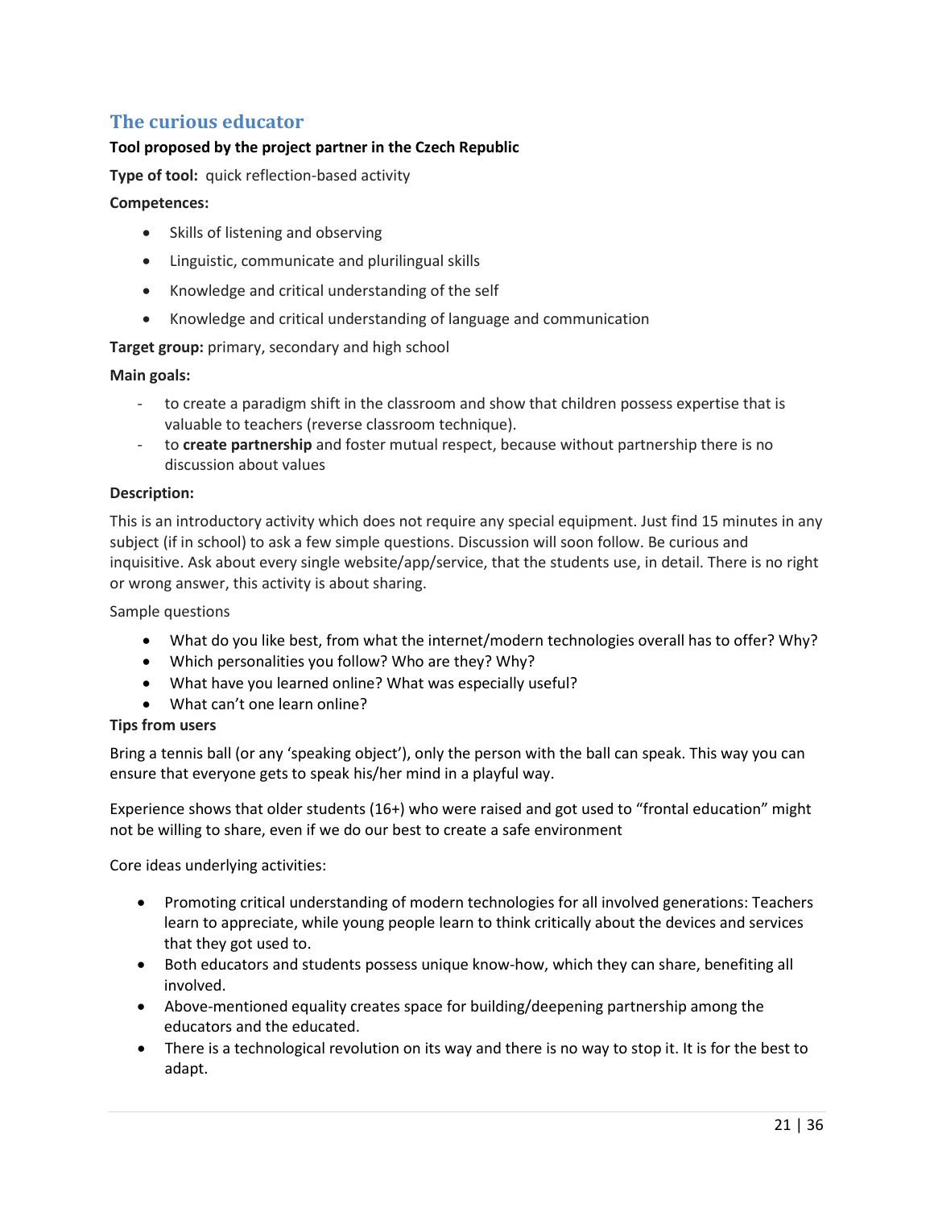## The curious educator

**Tool proposed by the project partner in the Czech Republic**

**Type of tool:** quick reflection-based activity

**Competences:**

- Skills of listening and observing
- Linguistic, communicate and plurilingual skills
- Knowledge and critical understanding of the self
- Knowledge and critical understanding of language and communication

**Target group:** primary, secondary and high school

**Main goals:**

- to create a paradigm shift in the classroom and show that children possess expertise that is valuable to teachers (reverse classroom technique).
- to **create partnership** and foster mutual respect, because without partnership there is no discussion about values

**Description:**

This is an introductory activity which does not require any special equipment. Just find 15 minutes in any subject (if in school) to ask a few simple questions. Discussion will soon follow. Be curious and inquisitive. Ask about every single website/app/service, that the students use, in detail. There is no right or wrong answer, this activity is about sharing.

Sample questions

- What do you like best, from what the internet/modern technologies overall has to offer? Why?
- Which personalities you follow? Who are they? Why?
- What have you learned online? What was especially useful?
- What can't one learn online?

**Tips from users**

Bring a tennis ball (or any 'speaking object'), only the person with the ball can speak. This way you can ensure that everyone gets to speak his/her mind in a playful way.

Experience shows that older students (16+) who were raised and got used to "frontal education" might not be willing to share, even if we do our best to create a safe environment

Core ideas underlying activities:

- Promoting critical understanding of modern technologies for all involved generations: Teachers learn to appreciate, while young people learn to think critically about the devices and services that they got used to.
- Both educators and students possess unique know-how, which they can share, benefiting all involved.
- Above-mentioned equality creates space for building/deepening partnership among the educators and the educated.
- There is a technological revolution on its way and there is no way to stop it. It is for the best to adapt.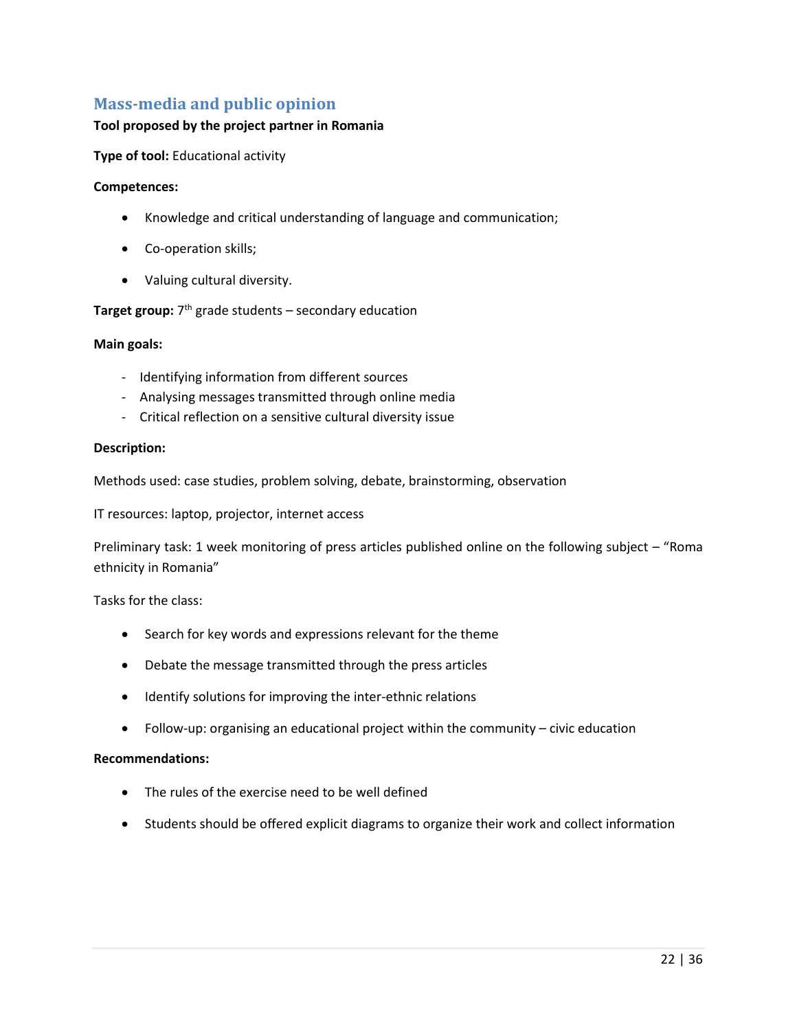## Mass-media and public opinion

**Tool proposed by the project partner in Romania**

**Type of tool:** Educational activity

**Competences:**

- Knowledge and critical understanding of language and communication;
- Co-operation skills;
- Valuing cultural diversity.

**Target group:** 7th grade students – secondary education

**Main goals:**

- Identifying information from different sources
- Analysing messages transmitted through online media
- Critical reflection on a sensitive cultural diversity issue

**Description:**

Methods used: case studies, problem solving, debate, brainstorming, observation

IT resources: laptop, projector, internet access

Preliminary task: 1 week monitoring of press articles published online on the following subject – "Roma ethnicity in Romania"

Tasks for the class:

- Search for key words and expressions relevant for the theme
- Debate the message transmitted through the press articles
- Identify solutions for improving the inter-ethnic relations
- Follow-up: organising an educational project within the community – civic education

**Recommendations:**

- The rules of the exercise need to be well defined
- Students should be offered explicit diagrams to organize their work and collect information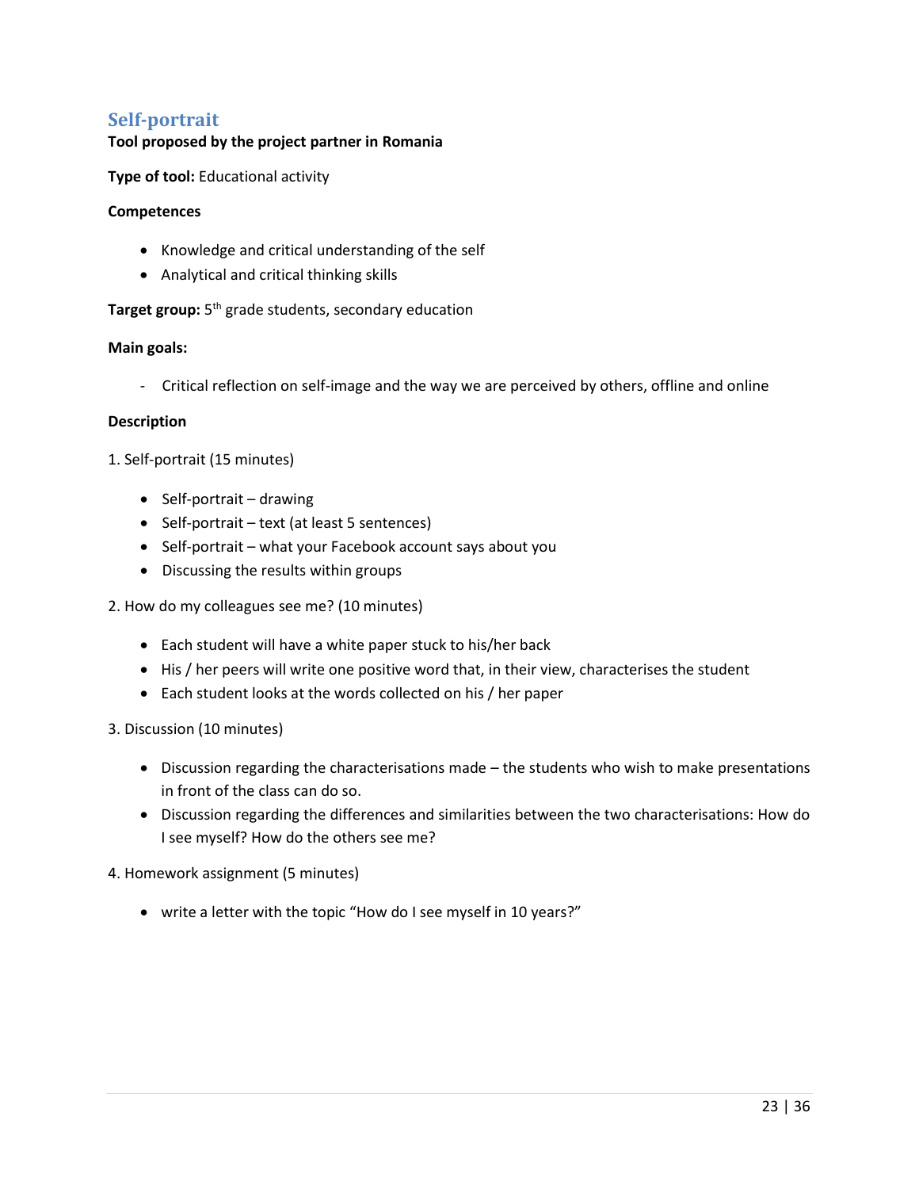## Self-portrait

**Tool proposed by the project partner in Romania**

**Type of tool:** Educational activity

**Competences**

- Knowledge and critical understanding of the self
- Analytical and critical thinking skills

**Target group:** 5th grade students, secondary education

**Main goals:**

- Critical reflection on self-image and the way we are perceived by others, offline and online

**Description**

1. Self-portrait (15 minutes)

- Self-portrait – drawing
- Self-portrait – text (at least 5 sentences)
- Self-portrait – what your Facebook account says about you
- Discussing the results within groups

2. How do my colleagues see me? (10 minutes)

- Each student will have a white paper stuck to his/her back
- His / her peers will write one positive word that, in their view, characterises the student
- Each student looks at the words collected on his / her paper

3. Discussion (10 minutes)

- Discussion regarding the characterisations made – the students who wish to make presentations in front of the class can do so.
- Discussion regarding the differences and similarities between the two characterisations: How do I see myself? How do the others see me?

4. Homework assignment (5 minutes)

- write a letter with the topic "How do I see myself in 10 years?"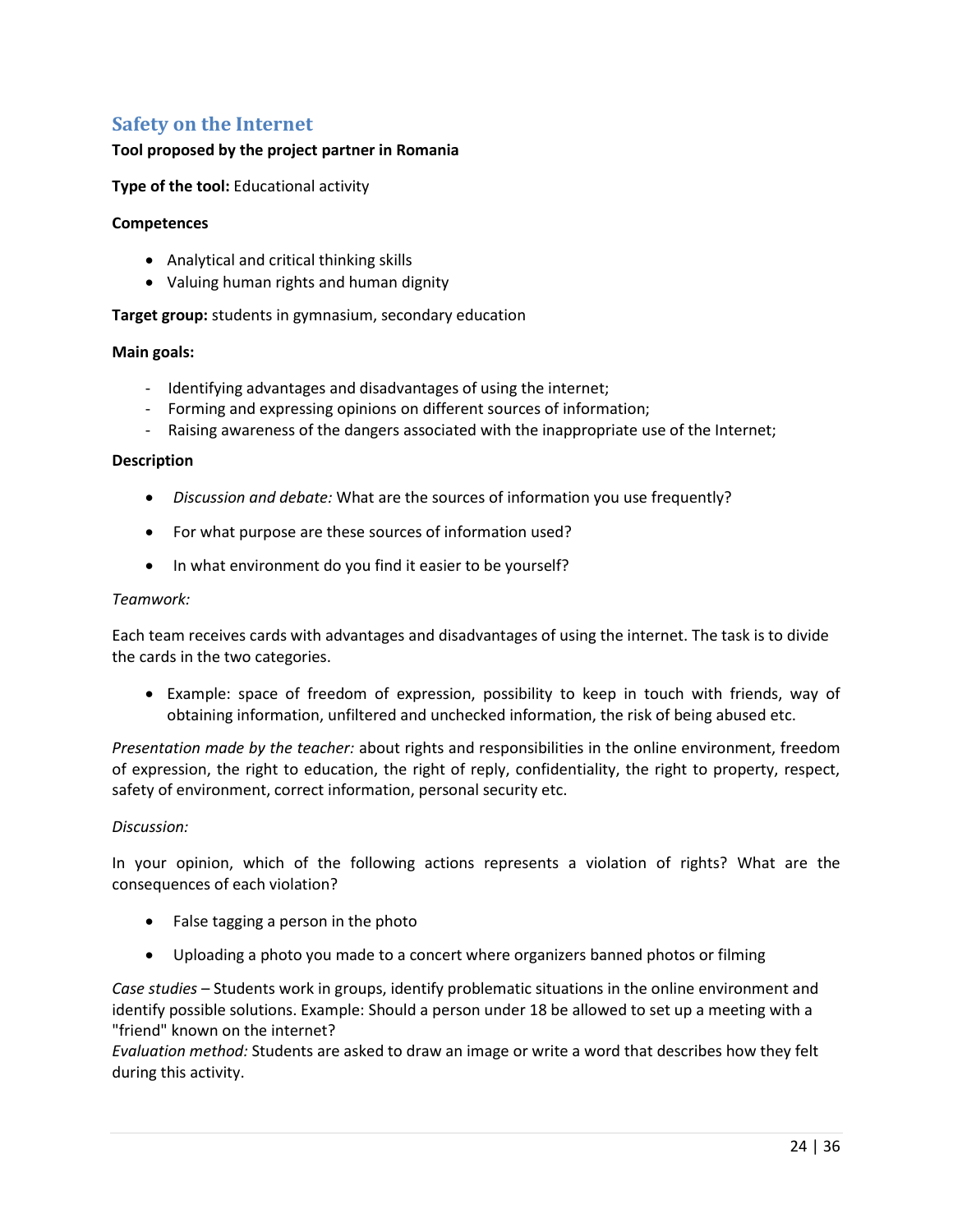## Safety on the Internet

**Tool proposed by the project partner in Romania**

**Type of the tool:** Educational activity

**Competences**

- Analytical and critical thinking skills
- Valuing human rights and human dignity

**Target group:** students in gymnasium, secondary education

**Main goals:**

- Identifying advantages and disadvantages of using the internet;
- Forming and expressing opinions on different sources of information;
- Raising awareness of the dangers associated with the inappropriate use of the Internet;

**Description**

- *Discussion and debate:* What are the sources of information you use frequently?
- For what purpose are these sources of information used?
- In what environment do you find it easier to be yourself?

*Teamwork:*

Each team receives cards with advantages and disadvantages of using the internet. The task is to divide the cards in the two categories.

- Example: space of freedom of expression, possibility to keep in touch with friends, way of obtaining information, unfiltered and unchecked information, the risk of being abused etc.

*Presentation made by the teacher:* about rights and responsibilities in the online environment, freedom of expression, the right to education, the right of reply, confidentiality, the right to property, respect, safety of environment, correct information, personal security etc.

*Discussion:*

In your opinion, which of the following actions represents a violation of rights? What are the consequences of each violation?

- False tagging a person in the photo
- Uploading a photo you made to a concert where organizers banned photos or filming

*Case studies* – Students work in groups, identify problematic situations in the online environment and identify possible solutions. Example: Should a person under 18 be allowed to set up a meeting with a "friend" known on the internet?

*Evaluation method:* Students are asked to draw an image or write a word that describes how they felt during this activity.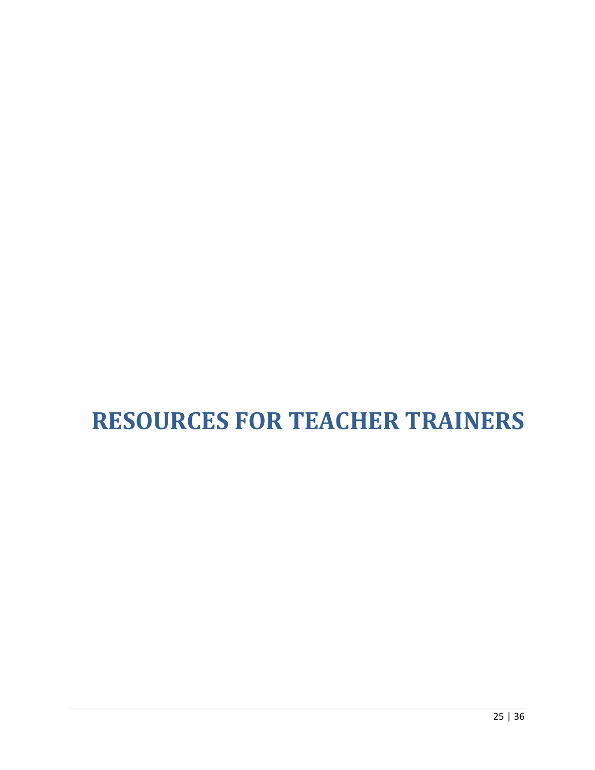# RESOURCES FOR TEACHER TRAINERS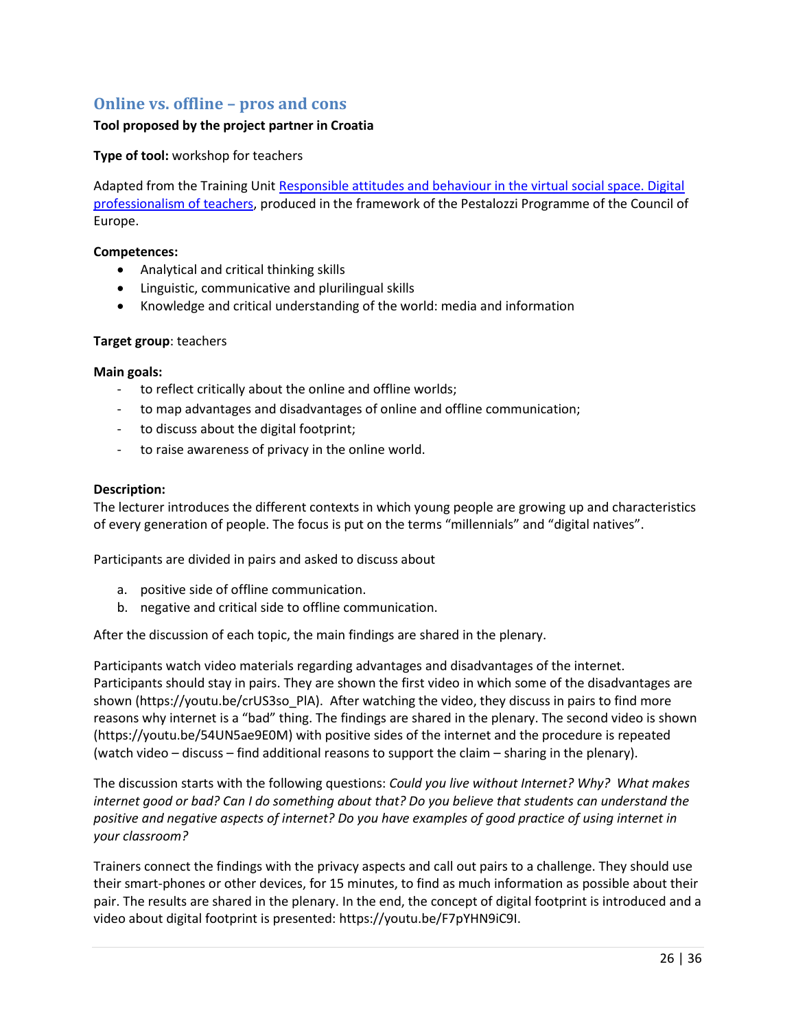## Online vs. offline – pros and cons

**Tool proposed by the project partner in Croatia**

**Type of tool:** workshop for teachers

Adapted from the Training Unit Responsible attitudes and behaviour in the virtual social space. Digital professionalism of teachers, produced in the framework of the Pestalozzi Programme of the Council of Europe.

**Competences:**

- Analytical and critical thinking skills
- Linguistic, communicative and plurilingual skills
- Knowledge and critical understanding of the world: media and information

**Target group**: teachers

**Main goals:**

- to reflect critically about the online and offline worlds;
- to map advantages and disadvantages of online and offline communication;
- to discuss about the digital footprint;
- to raise awareness of privacy in the online world.

**Description:**

The lecturer introduces the different contexts in which young people are growing up and characteristics of every generation of people. The focus is put on the terms "millennials" and "digital natives".

Participants are divided in pairs and asked to discuss about

a. positive side of offline communication.
b. negative and critical side to offline communication.

After the discussion of each topic, the main findings are shared in the plenary.

Participants watch video materials regarding advantages and disadvantages of the internet. Participants should stay in pairs. They are shown the first video in which some of the disadvantages are shown (https://youtu.be/crUS3so_PlA). After watching the video, they discuss in pairs to find more reasons why internet is a "bad" thing. The findings are shared in the plenary. The second video is shown (https://youtu.be/54UN5ae9E0M) with positive sides of the internet and the procedure is repeated (watch video – discuss – find additional reasons to support the claim – sharing in the plenary).

The discussion starts with the following questions: *Could you live without Internet? Why? What makes internet good or bad? Can I do something about that? Do you believe that students can understand the positive and negative aspects of internet? Do you have examples of good practice of using internet in your classroom?*

Trainers connect the findings with the privacy aspects and call out pairs to a challenge. They should use their smart-phones or other devices, for 15 minutes, to find as much information as possible about their pair. The results are shared in the plenary. In the end, the concept of digital footprint is introduced and a video about digital footprint is presented: https://youtu.be/F7pYHN9iC9I.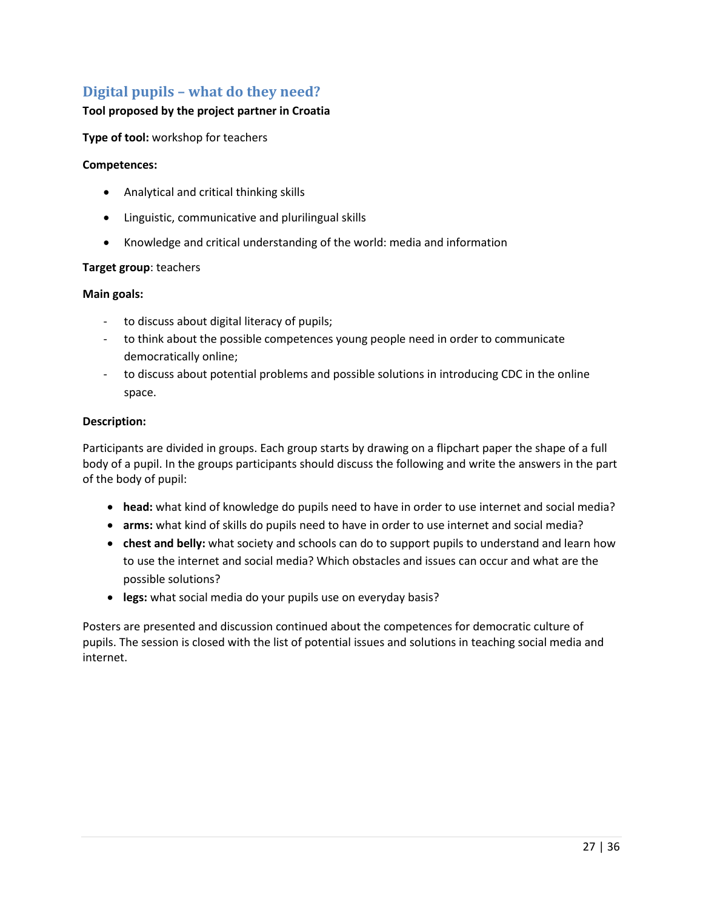## Digital pupils – what do they need?

**Tool proposed by the project partner in Croatia**

**Type of tool:** workshop for teachers

**Competences:**

- Analytical and critical thinking skills
- Linguistic, communicative and plurilingual skills
- Knowledge and critical understanding of the world: media and information

**Target group**: teachers

**Main goals:**

- to discuss about digital literacy of pupils;
- to think about the possible competences young people need in order to communicate democratically online;
- to discuss about potential problems and possible solutions in introducing CDC in the online space.

**Description:**

Participants are divided in groups. Each group starts by drawing on a flipchart paper the shape of a full body of a pupil. In the groups participants should discuss the following and write the answers in the part of the body of pupil:

- **head:** what kind of knowledge do pupils need to have in order to use internet and social media?
- **arms:** what kind of skills do pupils need to have in order to use internet and social media?
- **chest and belly:** what society and schools can do to support pupils to understand and learn how to use the internet and social media? Which obstacles and issues can occur and what are the possible solutions?
- **legs:** what social media do your pupils use on everyday basis?

Posters are presented and discussion continued about the competences for democratic culture of pupils. The session is closed with the list of potential issues and solutions in teaching social media and internet.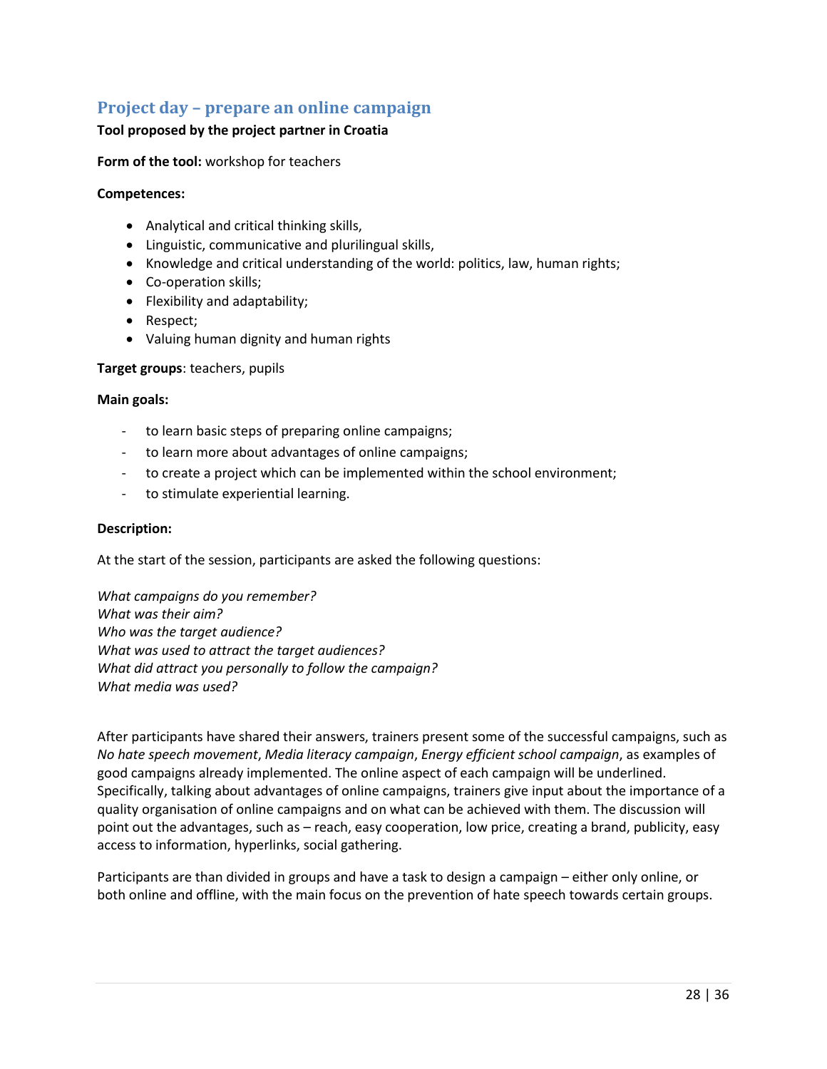## Project day – prepare an online campaign

**Tool proposed by the project partner in Croatia**

**Form of the tool:** workshop for teachers

**Competences:**

- Analytical and critical thinking skills,
- Linguistic, communicative and plurilingual skills,
- Knowledge and critical understanding of the world: politics, law, human rights;
- Co-operation skills;
- Flexibility and adaptability;
- Respect;
- Valuing human dignity and human rights

**Target groups**: teachers, pupils

**Main goals:**

- to learn basic steps of preparing online campaigns;
- to learn more about advantages of online campaigns;
- to create a project which can be implemented within the school environment;
- to stimulate experiential learning.

**Description:**

At the start of the session, participants are asked the following questions:

*What campaigns do you remember?*
*What was their aim?*
*Who was the target audience?*
*What was used to attract the target audiences?*
*What did attract you personally to follow the campaign?*
*What media was used?*

After participants have shared their answers, trainers present some of the successful campaigns, such as *No hate speech movement*, *Media literacy campaign*, *Energy efficient school campaign*, as examples of good campaigns already implemented. The online aspect of each campaign will be underlined. Specifically, talking about advantages of online campaigns, trainers give input about the importance of a quality organisation of online campaigns and on what can be achieved with them. The discussion will point out the advantages, such as – reach, easy cooperation, low price, creating a brand, publicity, easy access to information, hyperlinks, social gathering.

Participants are than divided in groups and have a task to design a campaign – either only online, or both online and offline, with the main focus on the prevention of hate speech towards certain groups.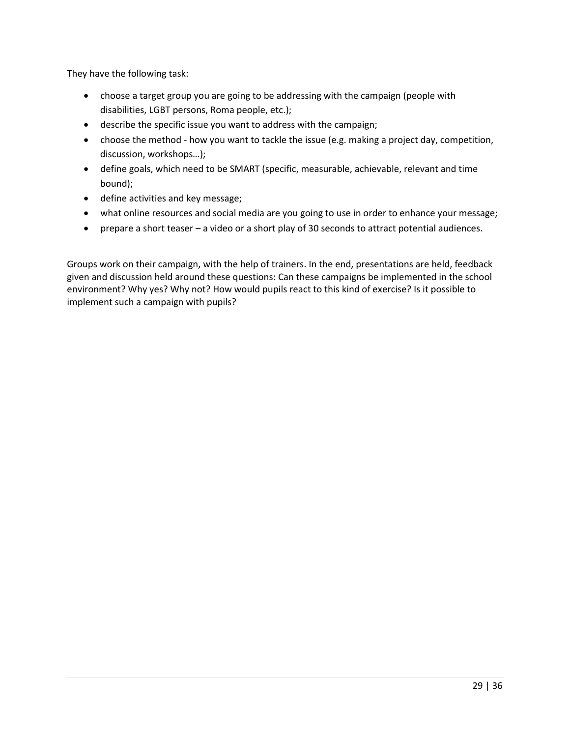They have the following task:

- choose a target group you are going to be addressing with the campaign (people with disabilities, LGBT persons, Roma people, etc.);
- describe the specific issue you want to address with the campaign;
- choose the method - how you want to tackle the issue (e.g. making a project day, competition, discussion, workshops…);
- define goals, which need to be SMART (specific, measurable, achievable, relevant and time bound);
- define activities and key message;
- what online resources and social media are you going to use in order to enhance your message;
- prepare a short teaser – a video or a short play of 30 seconds to attract potential audiences.

Groups work on their campaign, with the help of trainers. In the end, presentations are held, feedback given and discussion held around these questions: Can these campaigns be implemented in the school environment? Why yes? Why not? How would pupils react to this kind of exercise? Is it possible to implement such a campaign with pupils?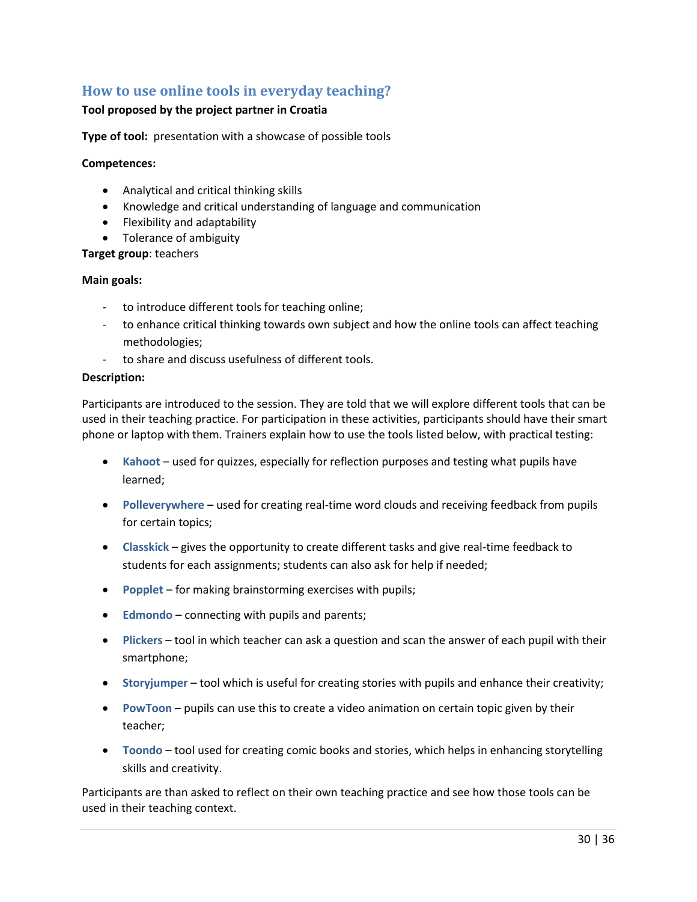## How to use online tools in everyday teaching?

**Tool proposed by the project partner in Croatia**

**Type of tool:** presentation with a showcase of possible tools

**Competences:**

- Analytical and critical thinking skills
- Knowledge and critical understanding of language and communication
- Flexibility and adaptability
- Tolerance of ambiguity

**Target group**: teachers

**Main goals:**

- to introduce different tools for teaching online;
- to enhance critical thinking towards own subject and how the online tools can affect teaching methodologies;
- to share and discuss usefulness of different tools.

**Description:**

Participants are introduced to the session. They are told that we will explore different tools that can be used in their teaching practice. For participation in these activities, participants should have their smart phone or laptop with them. Trainers explain how to use the tools listed below, with practical testing:

- **Kahoot** – used for quizzes, especially for reflection purposes and testing what pupils have learned;
- **Polleverywhere** – used for creating real-time word clouds and receiving feedback from pupils for certain topics;
- **Classkick** – gives the opportunity to create different tasks and give real-time feedback to students for each assignments; students can also ask for help if needed;
- **Popplet** – for making brainstorming exercises with pupils;
- **Edmondo** – connecting with pupils and parents;
- **Plickers** – tool in which teacher can ask a question and scan the answer of each pupil with their smartphone;
- **Storyjumper** – tool which is useful for creating stories with pupils and enhance their creativity;
- **PowToon** – pupils can use this to create a video animation on certain topic given by their teacher;
- **Toondo** – tool used for creating comic books and stories, which helps in enhancing storytelling skills and creativity.

Participants are than asked to reflect on their own teaching practice and see how those tools can be used in their teaching context.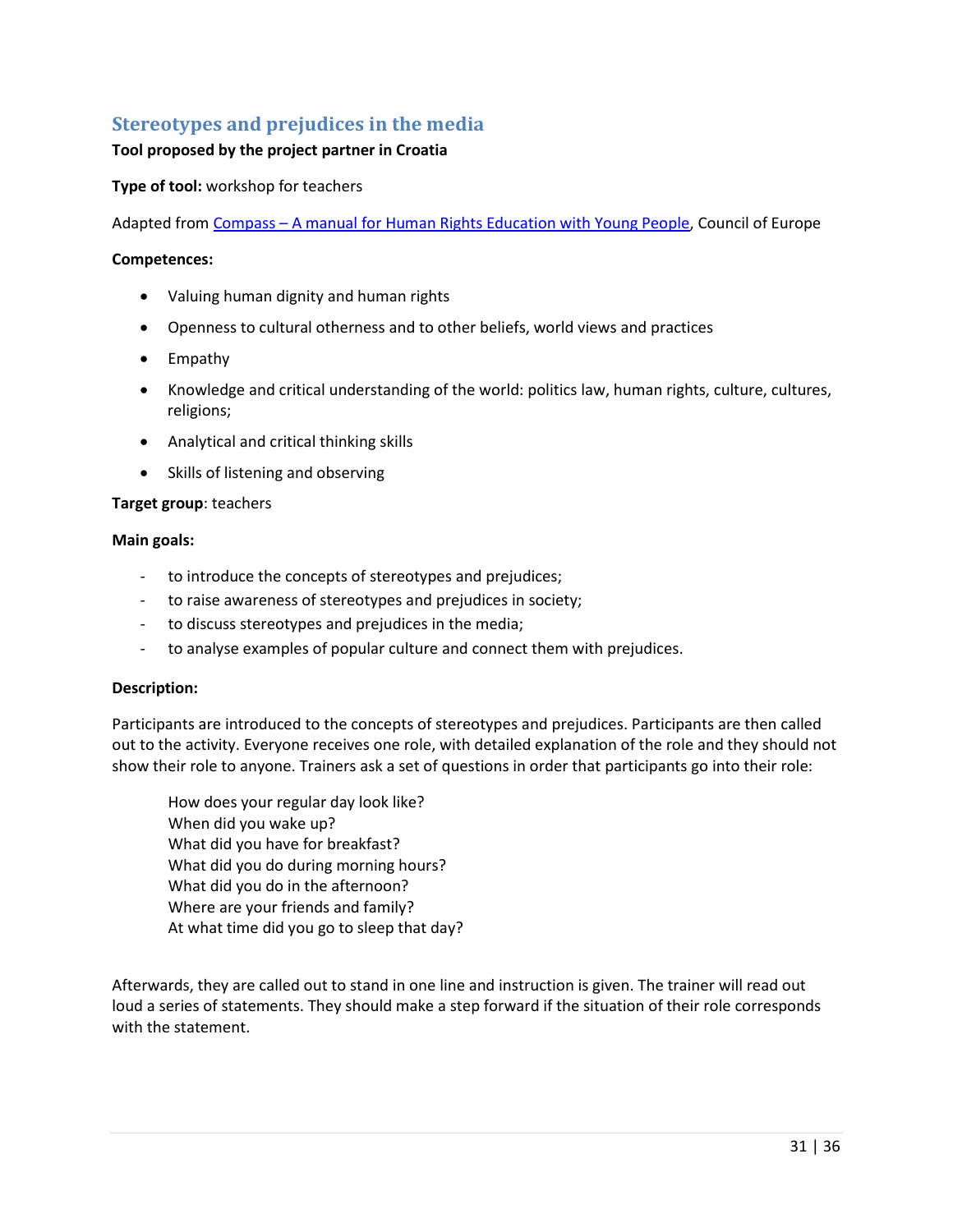## Stereotypes and prejudices in the media

**Tool proposed by the project partner in Croatia**

**Type of tool:** workshop for teachers

Adapted from [Compass – A manual for Human Rights Education with Young People](), Council of Europe

**Competences:**

- Valuing human dignity and human rights
- Openness to cultural otherness and to other beliefs, world views and practices
- Empathy
- Knowledge and critical understanding of the world: politics law, human rights, culture, cultures, religions;
- Analytical and critical thinking skills
- Skills of listening and observing

**Target group**: teachers

**Main goals:**

- to introduce the concepts of stereotypes and prejudices;
- to raise awareness of stereotypes and prejudices in society;
- to discuss stereotypes and prejudices in the media;
- to analyse examples of popular culture and connect them with prejudices.

**Description:**

Participants are introduced to the concepts of stereotypes and prejudices. Participants are then called out to the activity. Everyone receives one role, with detailed explanation of the role and they should not show their role to anyone. Trainers ask a set of questions in order that participants go into their role:

> How does your regular day look like?
> When did you wake up?
> What did you have for breakfast?
> What did you do during morning hours?
> What did you do in the afternoon?
> Where are your friends and family?
> At what time did you go to sleep that day?

Afterwards, they are called out to stand in one line and instruction is given. The trainer will read out loud a series of statements. They should make a step forward if the situation of their role corresponds with the statement.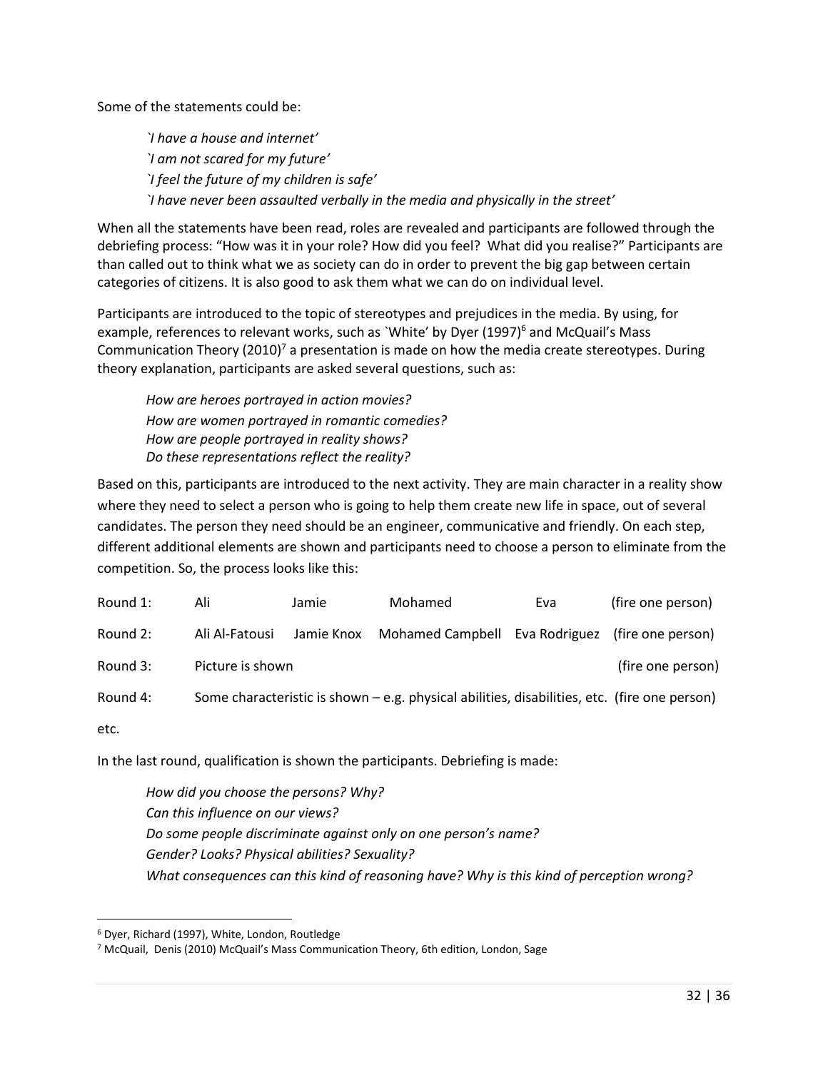Some of the statements could be:

> *`I have a house and internet'*
> *`I am not scared for my future'*
> *`I feel the future of my children is safe'*
> *`I have never been assaulted verbally in the media and physically in the street'*

When all the statements have been read, roles are revealed and participants are followed through the debriefing process: "How was it in your role? How did you feel? What did you realise?" Participants are than called out to think what we as society can do in order to prevent the big gap between certain categories of citizens. It is also good to ask them what we can do on individual level.

Participants are introduced to the topic of stereotypes and prejudices in the media. By using, for example, references to relevant works, such as `White' by Dyer (1997)[6] and McQuail's Mass Communication Theory (2010)[7] a presentation is made on how the media create stereotypes. During theory explanation, participants are asked several questions, such as:

> *How are heroes portrayed in action movies?*
> *How are women portrayed in romantic comedies?*
> *How are people portrayed in reality shows?*
> *Do these representations reflect the reality?*

Based on this, participants are introduced to the next activity. They are main character in a reality show where they need to select a person who is going to help them create new life in space, out of several candidates. The person they need should be an engineer, communicative and friendly. On each step, different additional elements are shown and participants need to choose a person to eliminate from the competition. So, the process looks like this:

| | | | | | |
|---|---|---|---|---|---|
| Round 1: | Ali | Jamie | Mohamed | Eva | (fire one person) |
| Round 2: | Ali Al-Fatousi | Jamie Knox | Mohamed Campbell | Eva Rodriguez | (fire one person) |
| Round 3: | Picture is shown | | | | (fire one person) |
| Round 4: | Some characteristic is shown – e.g. physical abilities, disabilities, etc. | | | | (fire one person) |

etc.

In the last round, qualification is shown the participants. Debriefing is made:

> *How did you choose the persons? Why?*
> *Can this influence on our views?*
> *Do some people discriminate against only on one person's name?*
> *Gender? Looks? Physical abilities? Sexuality?*
> *What consequences can this kind of reasoning have? Why is this kind of perception wrong?*

---

[6] Dyer, Richard (1997), White, London, Routledge

[7] McQuail, Denis (2010) McQuail's Mass Communication Theory, 6th edition, London, Sage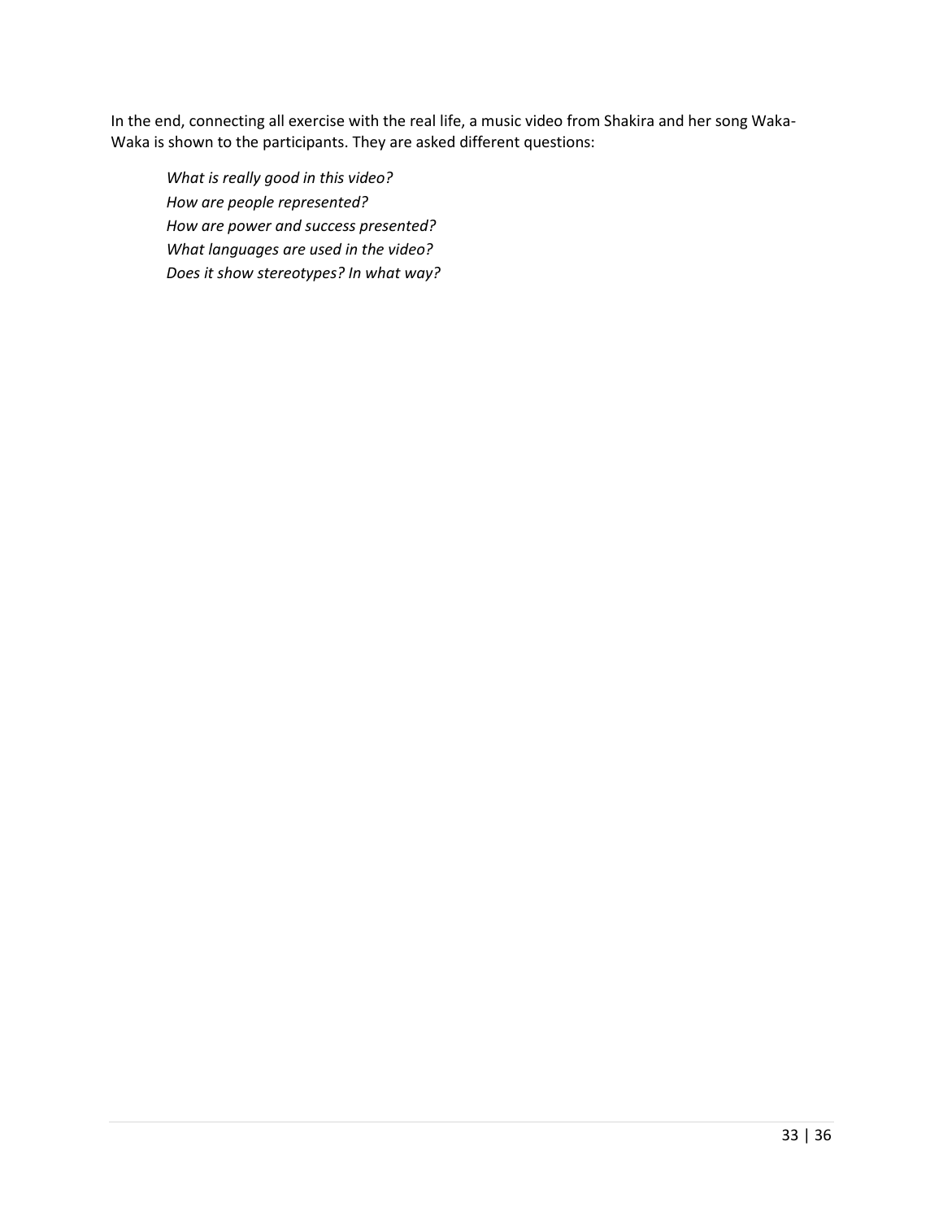In the end, connecting all exercise with the real life, a music video from Shakira and her song Waka-Waka is shown to the participants. They are asked different questions:

*What is really good in this video?*
*How are people represented?*
*How are power and success presented?*
*What languages are used in the video?*
*Does it show stereotypes? In what way?*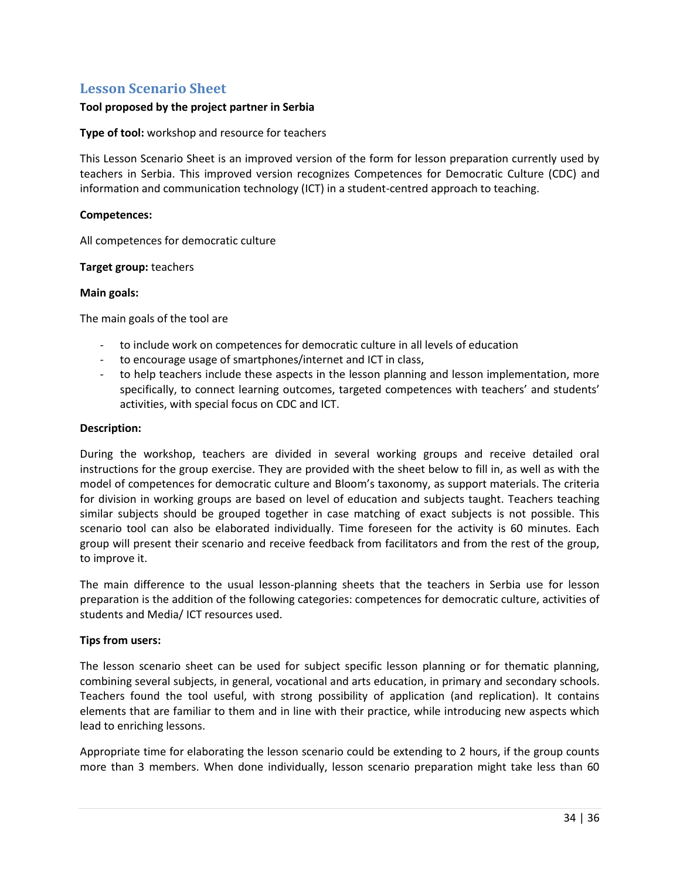## Lesson Scenario Sheet

**Tool proposed by the project partner in Serbia**

**Type of tool:** workshop and resource for teachers

This Lesson Scenario Sheet is an improved version of the form for lesson preparation currently used by teachers in Serbia. This improved version recognizes Competences for Democratic Culture (CDC) and information and communication technology (ICT) in a student-centred approach to teaching.

**Competences:**

All competences for democratic culture

**Target group:** teachers

**Main goals:**

The main goals of the tool are

- to include work on competences for democratic culture in all levels of education
- to encourage usage of smartphones/internet and ICT in class,
- to help teachers include these aspects in the lesson planning and lesson implementation, more specifically, to connect learning outcomes, targeted competences with teachers' and students' activities, with special focus on CDC and ICT.

**Description:**

During the workshop, teachers are divided in several working groups and receive detailed oral instructions for the group exercise. They are provided with the sheet below to fill in, as well as with the model of competences for democratic culture and Bloom's taxonomy, as support materials. The criteria for division in working groups are based on level of education and subjects taught. Teachers teaching similar subjects should be grouped together in case matching of exact subjects is not possible. This scenario tool can also be elaborated individually. Time foreseen for the activity is 60 minutes. Each group will present their scenario and receive feedback from facilitators and from the rest of the group, to improve it.

The main difference to the usual lesson-planning sheets that the teachers in Serbia use for lesson preparation is the addition of the following categories: competences for democratic culture, activities of students and Media/ ICT resources used.

**Tips from users:**

The lesson scenario sheet can be used for subject specific lesson planning or for thematic planning, combining several subjects, in general, vocational and arts education, in primary and secondary schools. Teachers found the tool useful, with strong possibility of application (and replication). It contains elements that are familiar to them and in line with their practice, while introducing new aspects which lead to enriching lessons.

Appropriate time for elaborating the lesson scenario could be extending to 2 hours, if the group counts more than 3 members. When done individually, lesson scenario preparation might take less than 60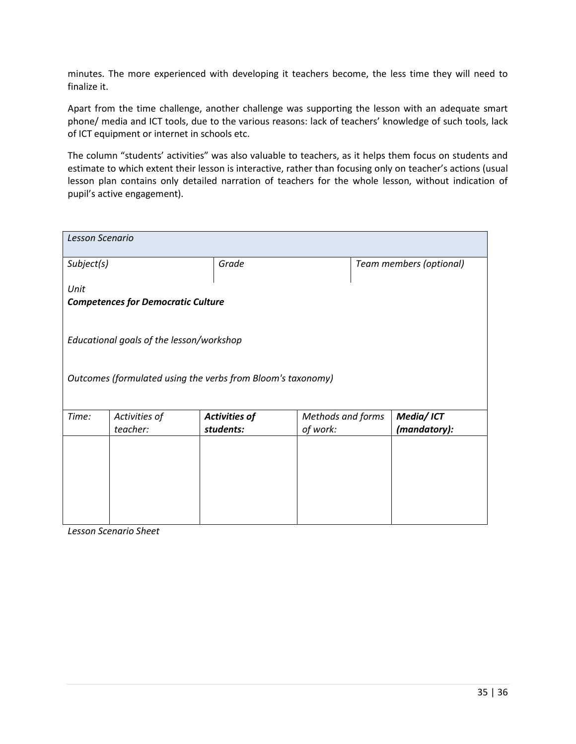minutes. The more experienced with developing it teachers become, the less time they will need to finalize it.

Apart from the time challenge, another challenge was supporting the lesson with an adequate smart phone/ media and ICT tools, due to the various reasons: lack of teachers' knowledge of such tools, lack of ICT equipment or internet in schools etc.

The column "students' activities" was also valuable to teachers, as it helps them focus on students and estimate to which extent their lesson is interactive, rather than focusing only on teacher's actions (usual lesson plan contains only detailed narration of teachers for the whole lesson, without indication of pupil's active engagement).

| *Lesson Scenario* | | | | |
|---|---|---|---|---|
| *Subject(s)* | | *Grade* | | *Team members (optional)* |
| *Unit*<br>***Competences for Democratic Culture***<br><br>*Educational goals of the lesson/workshop*<br><br>*Outcomes (formulated using the verbs from Bloom's taxonomy)* | | | | |
| *Time:* | *Activities of teacher:* | ***Activities of students:*** | *Methods and forms of work:* | ***Media/ ICT (mandatory):*** |
| | | | | |

*Lesson Scenario Sheet*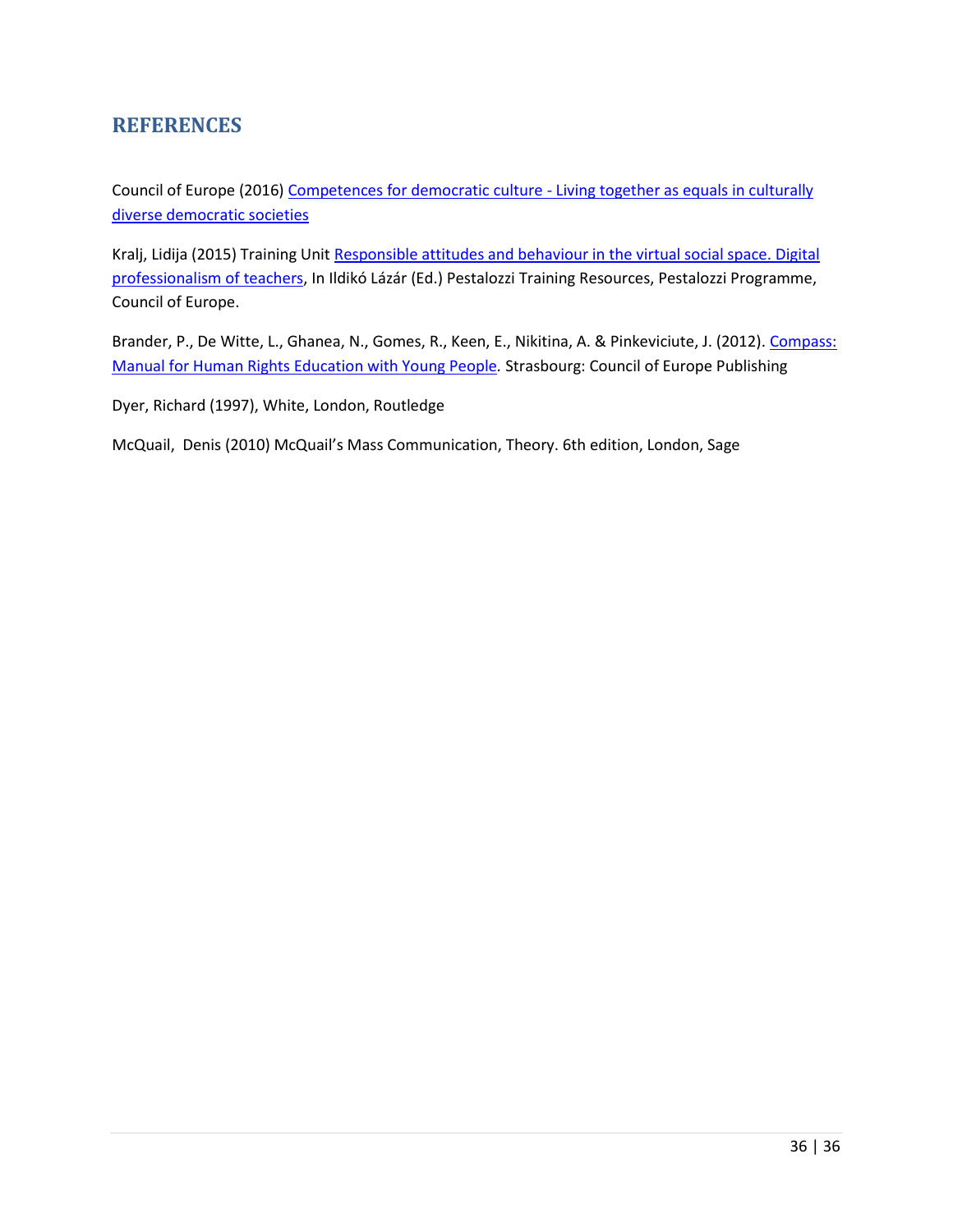## REFERENCES

Council of Europe (2016) Competences for democratic culture - Living together as equals in culturally diverse democratic societies

Kralj, Lidija (2015) Training Unit Responsible attitudes and behaviour in the virtual social space. Digital professionalism of teachers, In Ildikó Lázár (Ed.) Pestalozzi Training Resources, Pestalozzi Programme, Council of Europe.

Brander, P., De Witte, L., Ghanea, N., Gomes, R., Keen, E., Nikitina, A. & Pinkeviciute, J. (2012). Compass: Manual for Human Rights Education with Young People. Strasbourg: Council of Europe Publishing

Dyer, Richard (1997), White, London, Routledge

McQuail, Denis (2010) McQuail's Mass Communication, Theory. 6th edition, London, Sage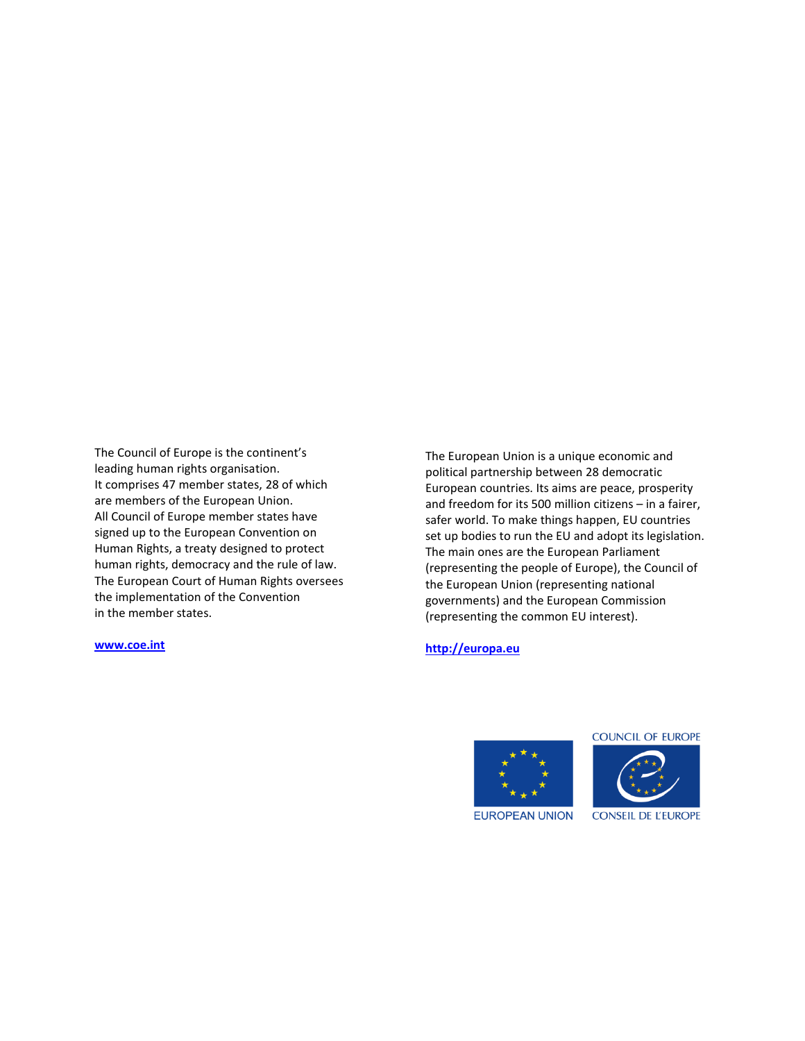The Council of Europe is the continent's leading human rights organisation. It comprises 47 member states, 28 of which are members of the European Union. All Council of Europe member states have signed up to the European Convention on Human Rights, a treaty designed to protect human rights, democracy and the rule of law. The European Court of Human Rights oversees the implementation of the Convention in the member states.

**www.coe.int**

The European Union is a unique economic and political partnership between 28 democratic European countries. Its aims are peace, prosperity and freedom for its 500 million citizens – in a fairer, safer world. To make things happen, EU countries set up bodies to run the EU and adopt its legislation. The main ones are the European Parliament (representing the people of Europe), the Council of the European Union (representing national governments) and the European Commission (representing the common EU interest).

**http://europa.eu**

EUROPEAN UNION

COUNCIL OF EUROPE

CONSEIL DE L'EUROPE